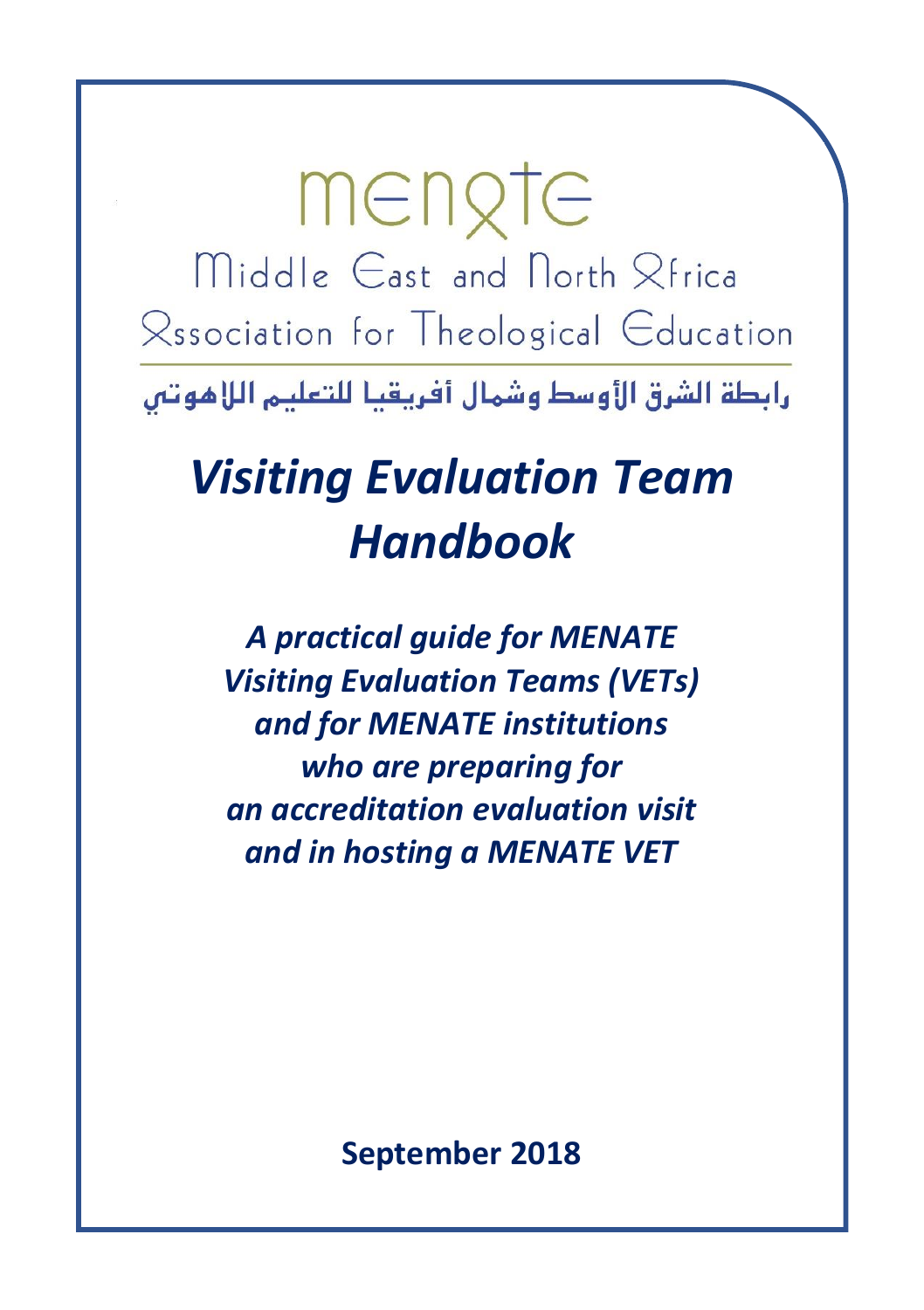menate

Middle East and North Africa Association for Theological Education

رابطة الشرق الأوسط وشمال أفريقيا للتعليم اللاهوتي

# *Visiting Evaluation Team Handbook*

***A practical guide for MENATE Visiting Evaluation Teams (VETs) and for MENATE institutions who are preparing for an accreditation evaluation visit and in hosting a MENATE VET***

**September 2018**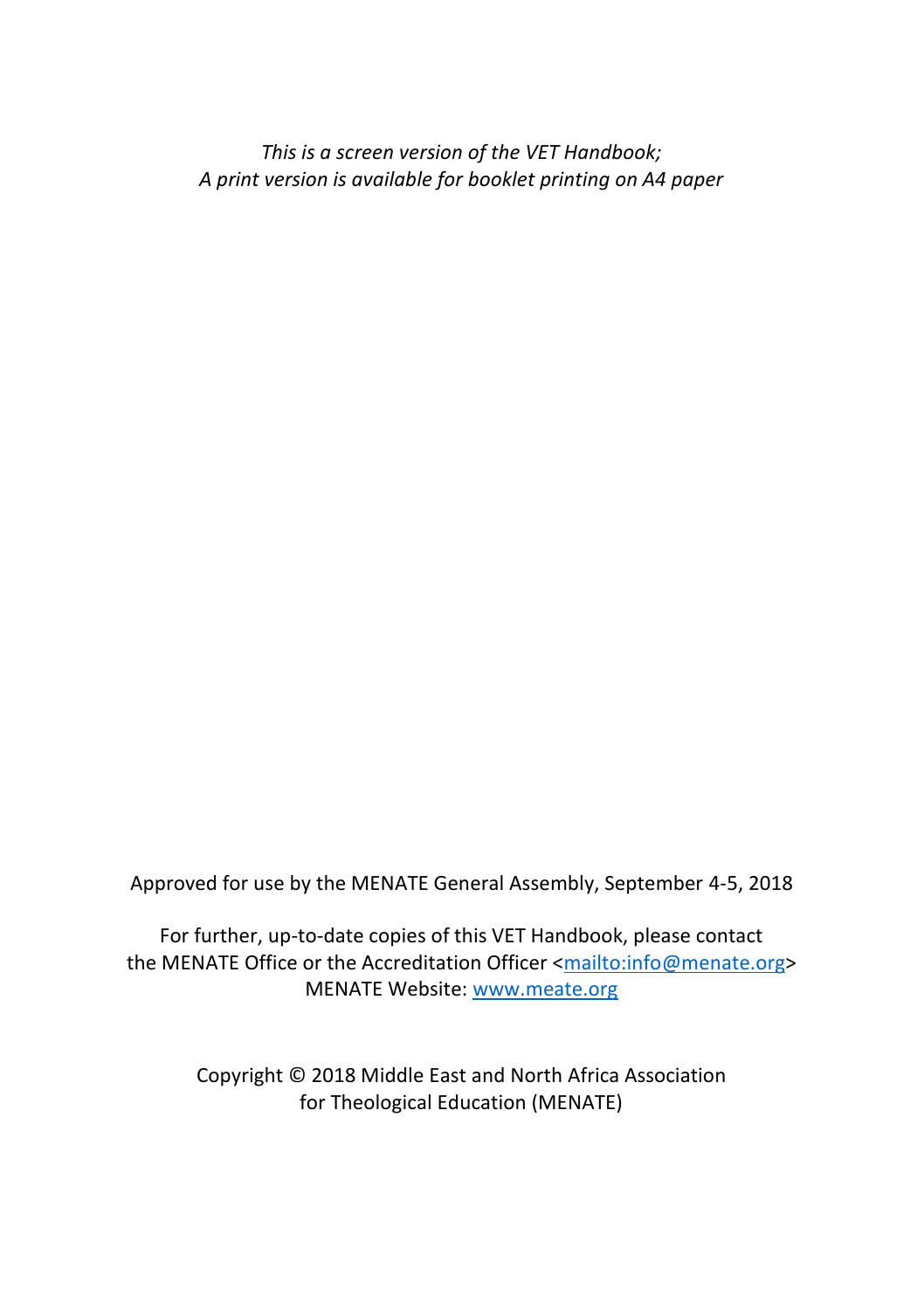*This is a screen version of the VET Handbook;*
*A print version is available for booklet printing on A4 paper*

Approved for use by the MENATE General Assembly, September 4-5, 2018

For further, up-to-date copies of this VET Handbook, please contact
the MENATE Office or the Accreditation Officer <mailto:info@menate.org>
MENATE Website: www.meate.org

Copyright © 2018 Middle East and North Africa Association
for Theological Education (MENATE)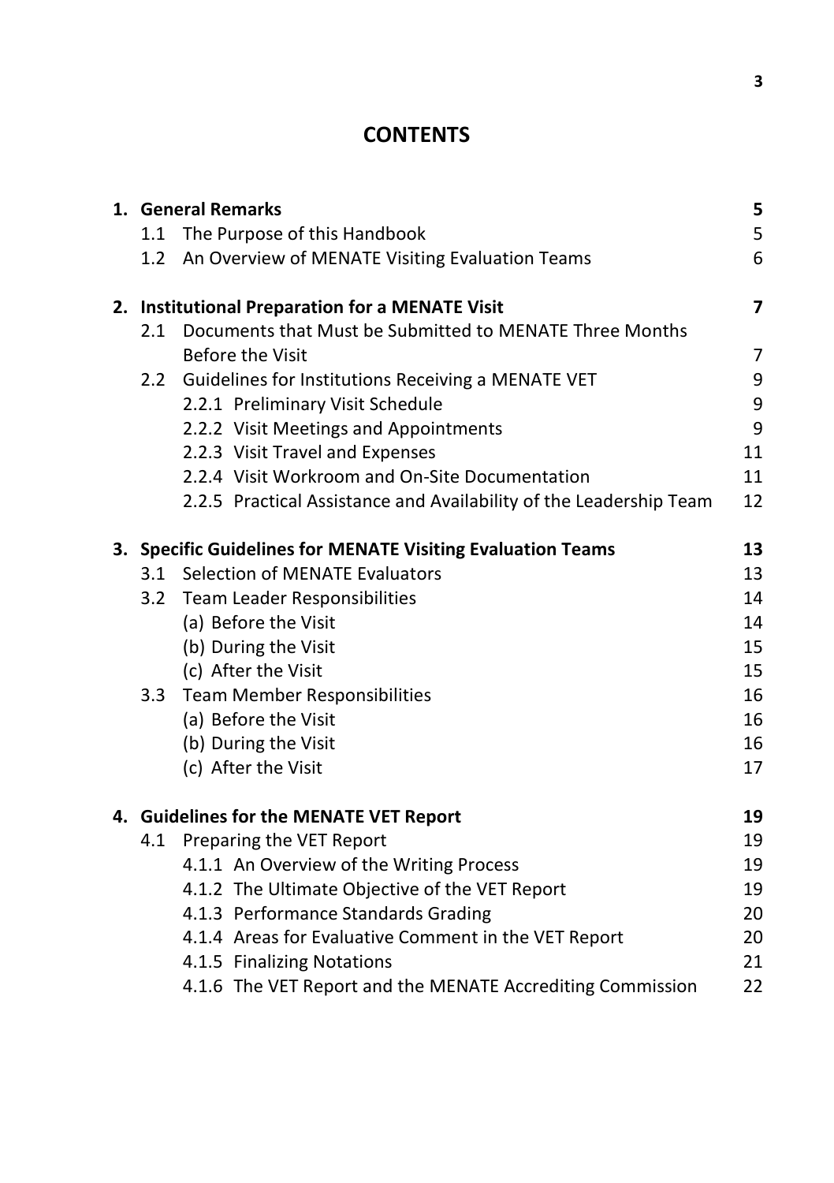# CONTENTS

| | | |
|---|---|---|
| **1. General Remarks** | | **5** |
| 1.1 | The Purpose of this Handbook | 5 |
| 1.2 | An Overview of MENATE Visiting Evaluation Teams | 6 |
| **2. Institutional Preparation for a MENATE Visit** | | **7** |
| 2.1 | Documents that Must be Submitted to MENATE Three Months Before the Visit | 7 |
| 2.2 | Guidelines for Institutions Receiving a MENATE VET | 9 |
| | 2.2.1 Preliminary Visit Schedule | 9 |
| | 2.2.2 Visit Meetings and Appointments | 9 |
| | 2.2.3 Visit Travel and Expenses | 11 |
| | 2.2.4 Visit Workroom and On-Site Documentation | 11 |
| | 2.2.5 Practical Assistance and Availability of the Leadership Team | 12 |
| **3. Specific Guidelines for MENATE Visiting Evaluation Teams** | | **13** |
| 3.1 | Selection of MENATE Evaluators | 13 |
| 3.2 | Team Leader Responsibilities | 14 |
| | (a) Before the Visit | 14 |
| | (b) During the Visit | 15 |
| | (c) After the Visit | 15 |
| 3.3 | Team Member Responsibilities | 16 |
| | (a) Before the Visit | 16 |
| | (b) During the Visit | 16 |
| | (c) After the Visit | 17 |
| **4. Guidelines for the MENATE VET Report** | | **19** |
| 4.1 | Preparing the VET Report | 19 |
| | 4.1.1 An Overview of the Writing Process | 19 |
| | 4.1.2 The Ultimate Objective of the VET Report | 19 |
| | 4.1.3 Performance Standards Grading | 20 |
| | 4.1.4 Areas for Evaluative Comment in the VET Report | 20 |
| | 4.1.5 Finalizing Notations | 21 |
| | 4.1.6 The VET Report and the MENATE Accrediting Commission | 22 |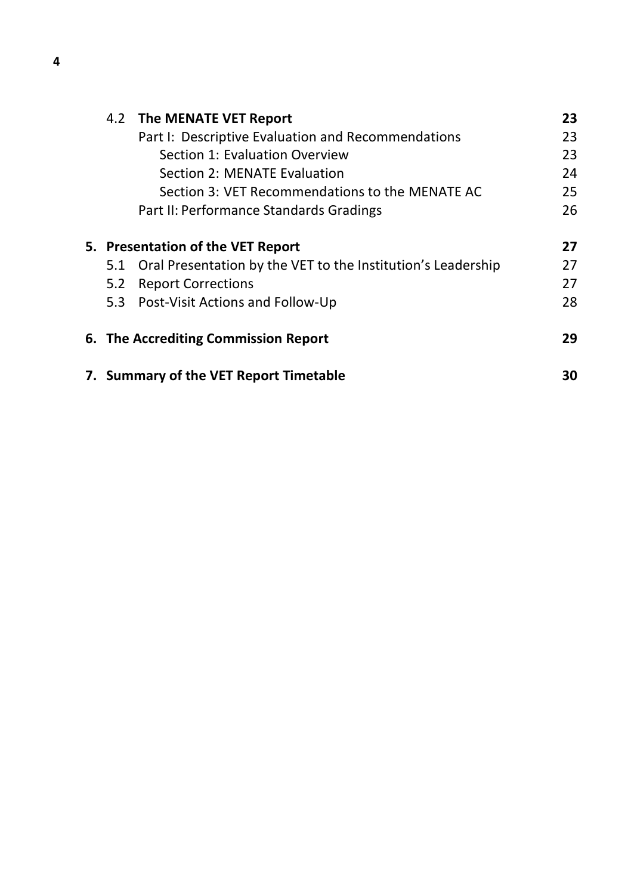| | | |
|---|---|---|
| 4.2 | **The MENATE VET Report** | **23** |
| | Part I: Descriptive Evaluation and Recommendations | 23 |
| | Section 1: Evaluation Overview | 23 |
| | Section 2: MENATE Evaluation | 24 |
| | Section 3: VET Recommendations to the MENATE AC | 25 |
| | Part II: Performance Standards Gradings | 26 |
| **5.** | **Presentation of the VET Report** | **27** |
| 5.1 | Oral Presentation by the VET to the Institution's Leadership | 27 |
| 5.2 | Report Corrections | 27 |
| 5.3 | Post-Visit Actions and Follow-Up | 28 |
| **6.** | **The Accrediting Commission Report** | **29** |
| **7.** | **Summary of the VET Report Timetable** | **30** |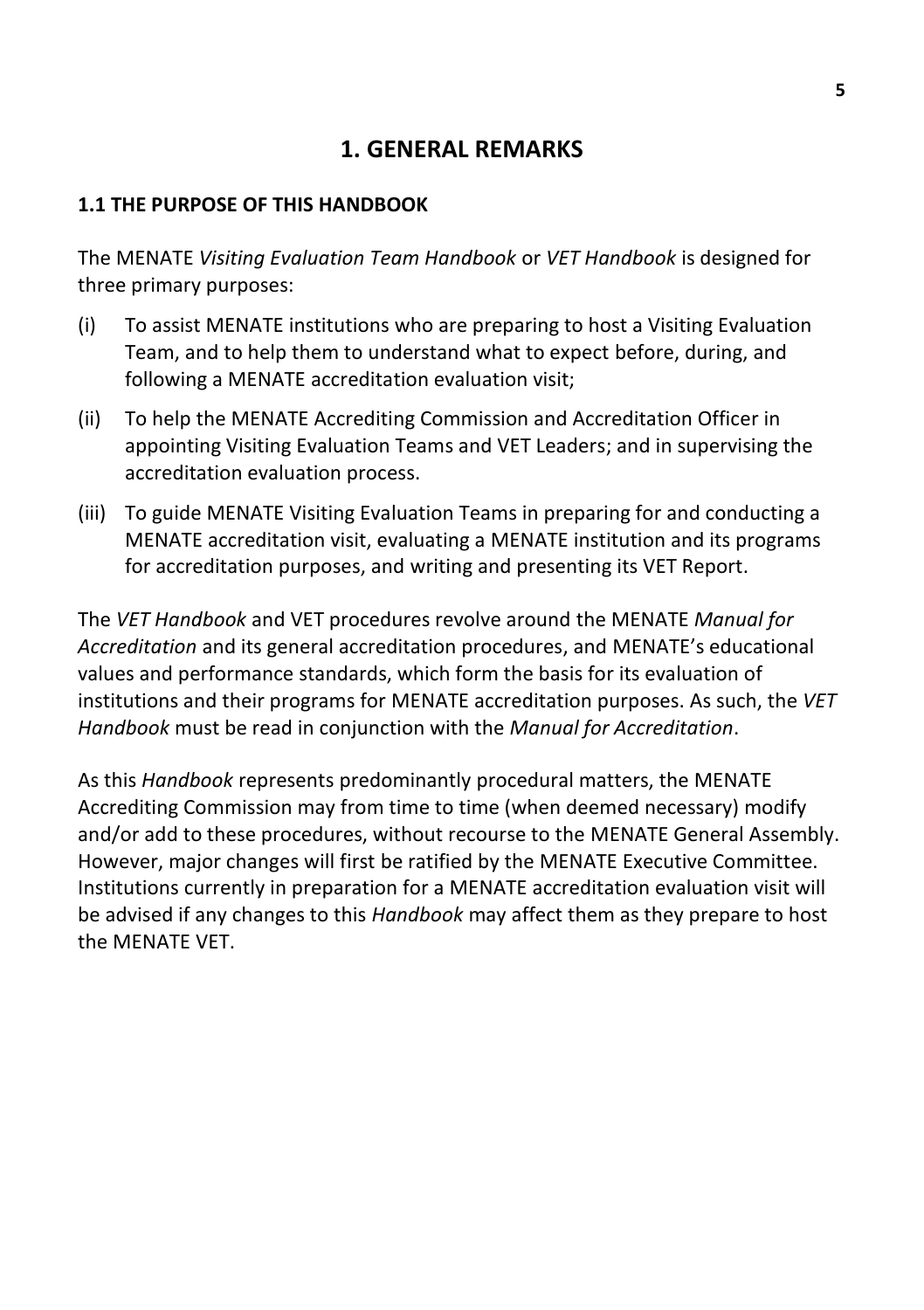# 1. GENERAL REMARKS

## 1.1 THE PURPOSE OF THIS HANDBOOK

The MENATE *Visiting Evaluation Team Handbook* or *VET Handbook* is designed for three primary purposes:

(i) To assist MENATE institutions who are preparing to host a Visiting Evaluation Team, and to help them to understand what to expect before, during, and following a MENATE accreditation evaluation visit;

(ii) To help the MENATE Accrediting Commission and Accreditation Officer in appointing Visiting Evaluation Teams and VET Leaders; and in supervising the accreditation evaluation process.

(iii) To guide MENATE Visiting Evaluation Teams in preparing for and conducting a MENATE accreditation visit, evaluating a MENATE institution and its programs for accreditation purposes, and writing and presenting its VET Report.

The *VET Handbook* and VET procedures revolve around the MENATE *Manual for Accreditation* and its general accreditation procedures, and MENATE's educational values and performance standards, which form the basis for its evaluation of institutions and their programs for MENATE accreditation purposes. As such, the *VET Handbook* must be read in conjunction with the *Manual for Accreditation*.

As this *Handbook* represents predominantly procedural matters, the MENATE Accrediting Commission may from time to time (when deemed necessary) modify and/or add to these procedures, without recourse to the MENATE General Assembly. However, major changes will first be ratified by the MENATE Executive Committee. Institutions currently in preparation for a MENATE accreditation evaluation visit will be advised if any changes to this *Handbook* may affect them as they prepare to host the MENATE VET.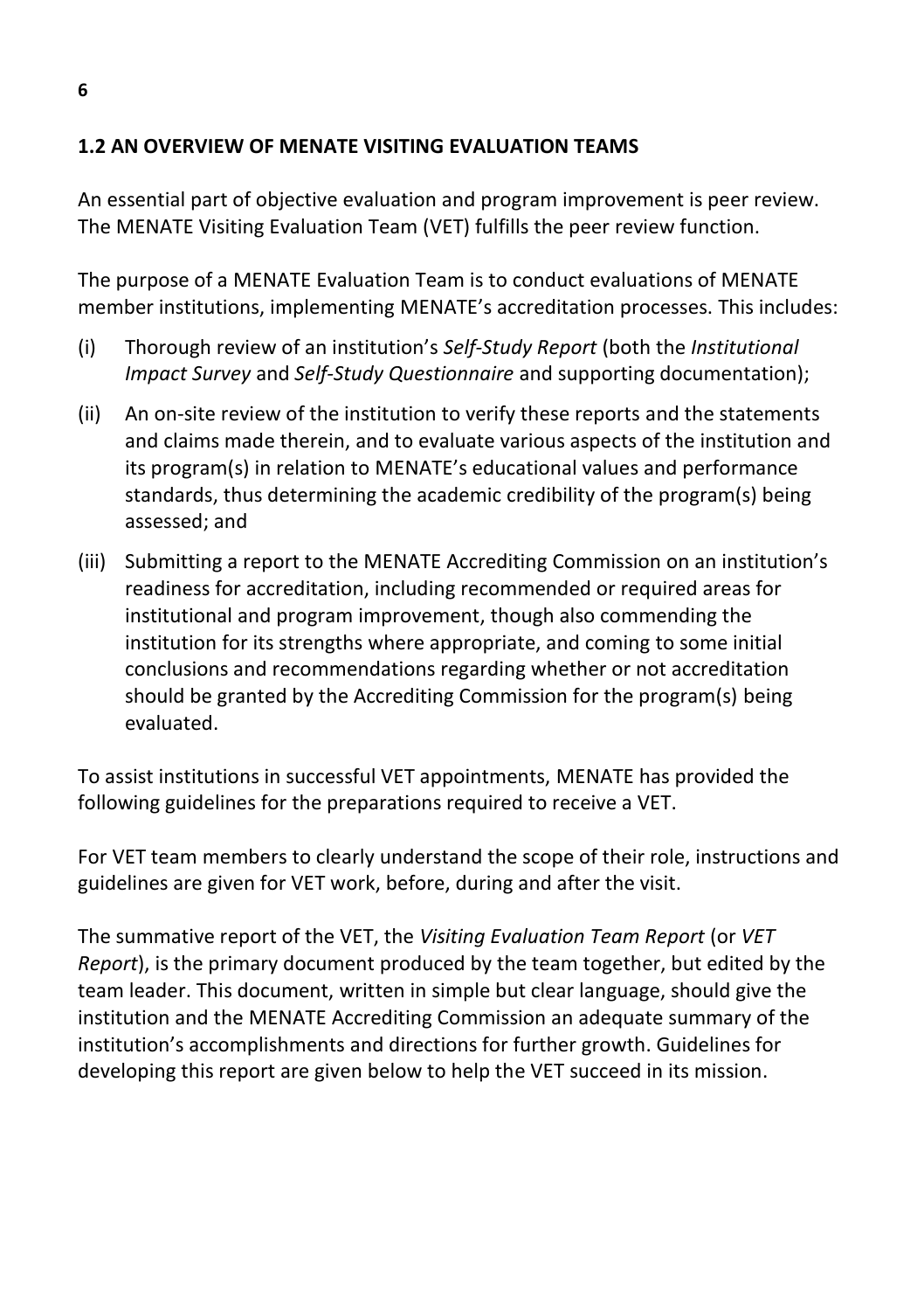## 1.2 AN OVERVIEW OF MENATE VISITING EVALUATION TEAMS

An essential part of objective evaluation and program improvement is peer review. The MENATE Visiting Evaluation Team (VET) fulfills the peer review function.

The purpose of a MENATE Evaluation Team is to conduct evaluations of MENATE member institutions, implementing MENATE's accreditation processes. This includes:

(i) Thorough review of an institution's *Self-Study Report* (both the *Institutional Impact Survey* and *Self-Study Questionnaire* and supporting documentation);

(ii) An on-site review of the institution to verify these reports and the statements and claims made therein, and to evaluate various aspects of the institution and its program(s) in relation to MENATE's educational values and performance standards, thus determining the academic credibility of the program(s) being assessed; and

(iii) Submitting a report to the MENATE Accrediting Commission on an institution's readiness for accreditation, including recommended or required areas for institutional and program improvement, though also commending the institution for its strengths where appropriate, and coming to some initial conclusions and recommendations regarding whether or not accreditation should be granted by the Accrediting Commission for the program(s) being evaluated.

To assist institutions in successful VET appointments, MENATE has provided the following guidelines for the preparations required to receive a VET.

For VET team members to clearly understand the scope of their role, instructions and guidelines are given for VET work, before, during and after the visit.

The summative report of the VET, the *Visiting Evaluation Team Report* (or *VET Report*), is the primary document produced by the team together, but edited by the team leader. This document, written in simple but clear language, should give the institution and the MENATE Accrediting Commission an adequate summary of the institution's accomplishments and directions for further growth. Guidelines for developing this report are given below to help the VET succeed in its mission.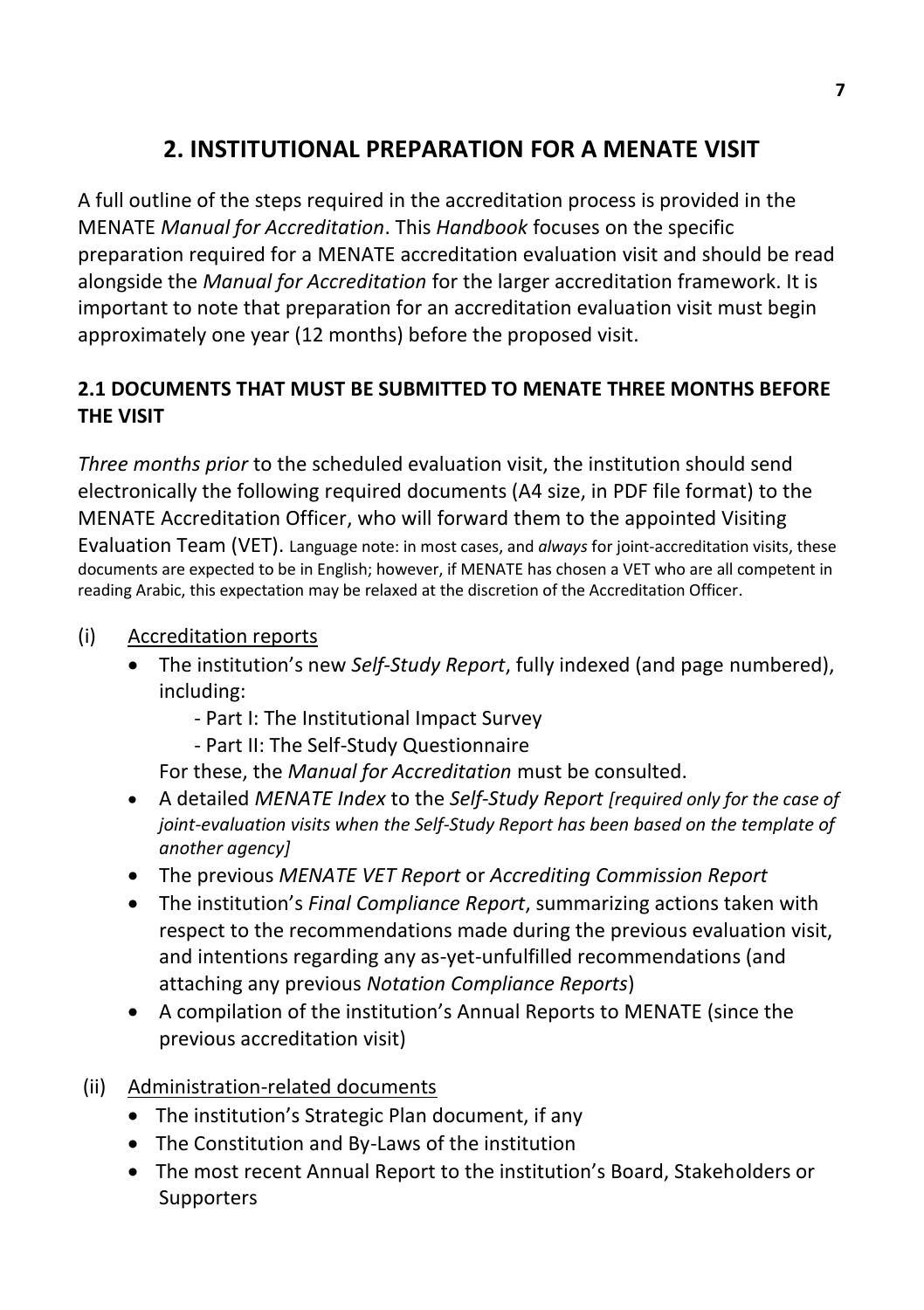# 2. INSTITUTIONAL PREPARATION FOR A MENATE VISIT

A full outline of the steps required in the accreditation process is provided in the MENATE *Manual for Accreditation*. This *Handbook* focuses on the specific preparation required for a MENATE accreditation evaluation visit and should be read alongside the *Manual for Accreditation* for the larger accreditation framework. It is important to note that preparation for an accreditation evaluation visit must begin approximately one year (12 months) before the proposed visit.

## 2.1 DOCUMENTS THAT MUST BE SUBMITTED TO MENATE THREE MONTHS BEFORE THE VISIT

*Three months prior* to the scheduled evaluation visit, the institution should send electronically the following required documents (A4 size, in PDF file format) to the MENATE Accreditation Officer, who will forward them to the appointed Visiting Evaluation Team (VET). Language note: in most cases, and *always* for joint-accreditation visits, these documents are expected to be in English; however, if MENATE has chosen a VET who are all competent in reading Arabic, this expectation may be relaxed at the discretion of the Accreditation Officer.

(i) Accreditation reports

- The institution's new *Self-Study Report*, fully indexed (and page numbered), including:
  - Part I: The Institutional Impact Survey
  - Part II: The Self-Study Questionnaire

  For these, the *Manual for Accreditation* must be consulted.
- A detailed *MENATE Index* to the *Self-Study Report* *[required only for the case of joint-evaluation visits when the Self-Study Report has been based on the template of another agency]*
- The previous *MENATE VET Report* or *Accrediting Commission Report*
- The institution's *Final Compliance Report*, summarizing actions taken with respect to the recommendations made during the previous evaluation visit, and intentions regarding any as-yet-unfulfilled recommendations (and attaching any previous *Notation Compliance Reports*)
- A compilation of the institution's Annual Reports to MENATE (since the previous accreditation visit)

(ii) Administration-related documents

- The institution's Strategic Plan document, if any
- The Constitution and By-Laws of the institution
- The most recent Annual Report to the institution's Board, Stakeholders or Supporters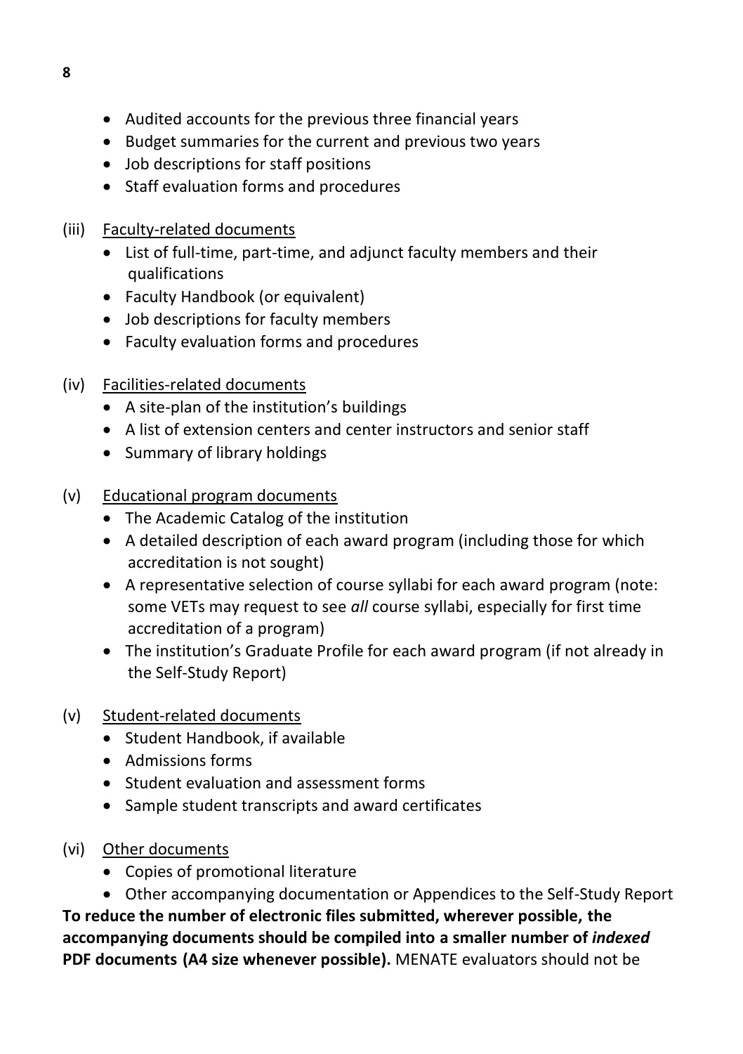- Audited accounts for the previous three financial years
- Budget summaries for the current and previous two years
- Job descriptions for staff positions
- Staff evaluation forms and procedures

(iii) Faculty-related documents

- List of full-time, part-time, and adjunct faculty members and their qualifications
- Faculty Handbook (or equivalent)
- Job descriptions for faculty members
- Faculty evaluation forms and procedures

(iv) Facilities-related documents

- A site-plan of the institution's buildings
- A list of extension centers and center instructors and senior staff
- Summary of library holdings

(v) Educational program documents

- The Academic Catalog of the institution
- A detailed description of each award program (including those for which accreditation is not sought)
- A representative selection of course syllabi for each award program (note: some VETs may request to see *all* course syllabi, especially for first time accreditation of a program)
- The institution's Graduate Profile for each award program (if not already in the Self-Study Report)

(v) Student-related documents

- Student Handbook, if available
- Admissions forms
- Student evaluation and assessment forms
- Sample student transcripts and award certificates

(vi) Other documents

- Copies of promotional literature
- Other accompanying documentation or Appendices to the Self-Study Report

**To reduce the number of electronic files submitted, wherever possible, the accompanying documents should be compiled into a smaller number of *indexed* PDF documents (A4 size whenever possible).** MENATE evaluators should not be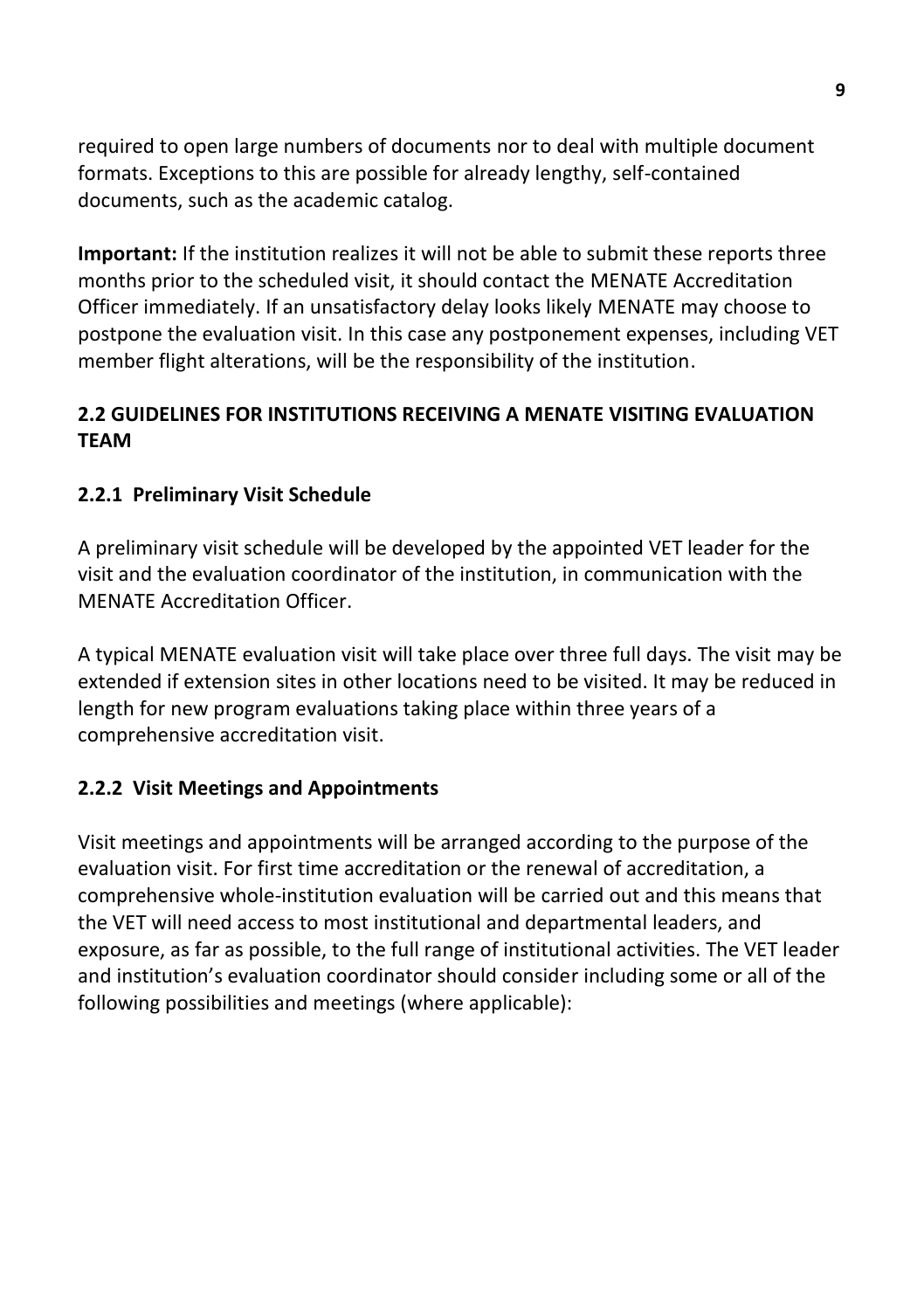required to open large numbers of documents nor to deal with multiple document formats. Exceptions to this are possible for already lengthy, self-contained documents, such as the academic catalog.

**Important:** If the institution realizes it will not be able to submit these reports three months prior to the scheduled visit, it should contact the MENATE Accreditation Officer immediately. If an unsatisfactory delay looks likely MENATE may choose to postpone the evaluation visit. In this case any postponement expenses, including VET member flight alterations, will be the responsibility of the institution.

## 2.2 GUIDELINES FOR INSTITUTIONS RECEIVING A MENATE VISITING EVALUATION TEAM

### 2.2.1 Preliminary Visit Schedule

A preliminary visit schedule will be developed by the appointed VET leader for the visit and the evaluation coordinator of the institution, in communication with the MENATE Accreditation Officer.

A typical MENATE evaluation visit will take place over three full days. The visit may be extended if extension sites in other locations need to be visited. It may be reduced in length for new program evaluations taking place within three years of a comprehensive accreditation visit.

### 2.2.2 Visit Meetings and Appointments

Visit meetings and appointments will be arranged according to the purpose of the evaluation visit. For first time accreditation or the renewal of accreditation, a comprehensive whole-institution evaluation will be carried out and this means that the VET will need access to most institutional and departmental leaders, and exposure, as far as possible, to the full range of institutional activities. The VET leader and institution's evaluation coordinator should consider including some or all of the following possibilities and meetings (where applicable):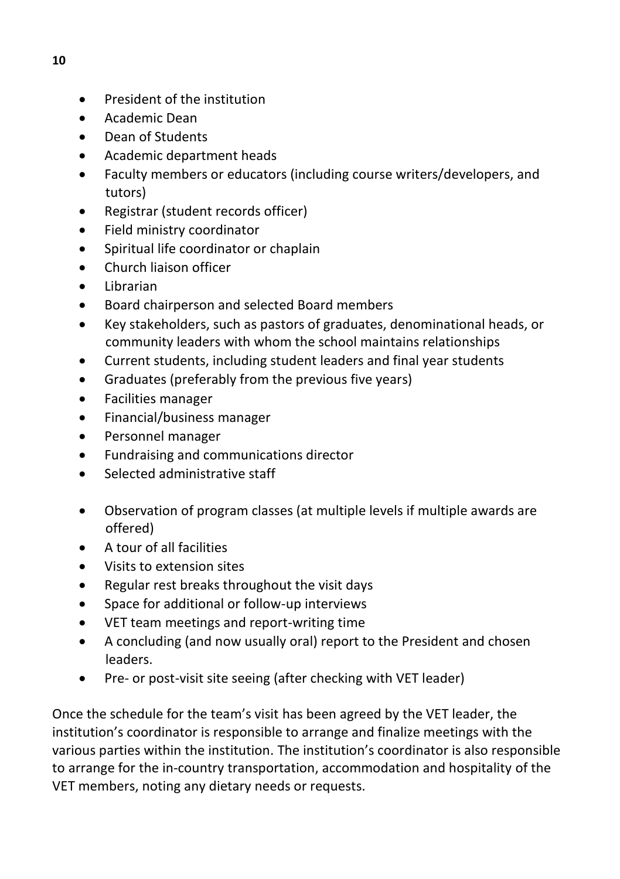- President of the institution
- Academic Dean
- Dean of Students
- Academic department heads
- Faculty members or educators (including course writers/developers, and tutors)
- Registrar (student records officer)
- Field ministry coordinator
- Spiritual life coordinator or chaplain
- Church liaison officer
- Librarian
- Board chairperson and selected Board members
- Key stakeholders, such as pastors of graduates, denominational heads, or community leaders with whom the school maintains relationships
- Current students, including student leaders and final year students
- Graduates (preferably from the previous five years)
- Facilities manager
- Financial/business manager
- Personnel manager
- Fundraising and communications director
- Selected administrative staff

- Observation of program classes (at multiple levels if multiple awards are offered)
- A tour of all facilities
- Visits to extension sites
- Regular rest breaks throughout the visit days
- Space for additional or follow-up interviews
- VET team meetings and report-writing time
- A concluding (and now usually oral) report to the President and chosen leaders.
- Pre- or post-visit site seeing (after checking with VET leader)

Once the schedule for the team's visit has been agreed by the VET leader, the institution's coordinator is responsible to arrange and finalize meetings with the various parties within the institution. The institution's coordinator is also responsible to arrange for the in-country transportation, accommodation and hospitality of the VET members, noting any dietary needs or requests.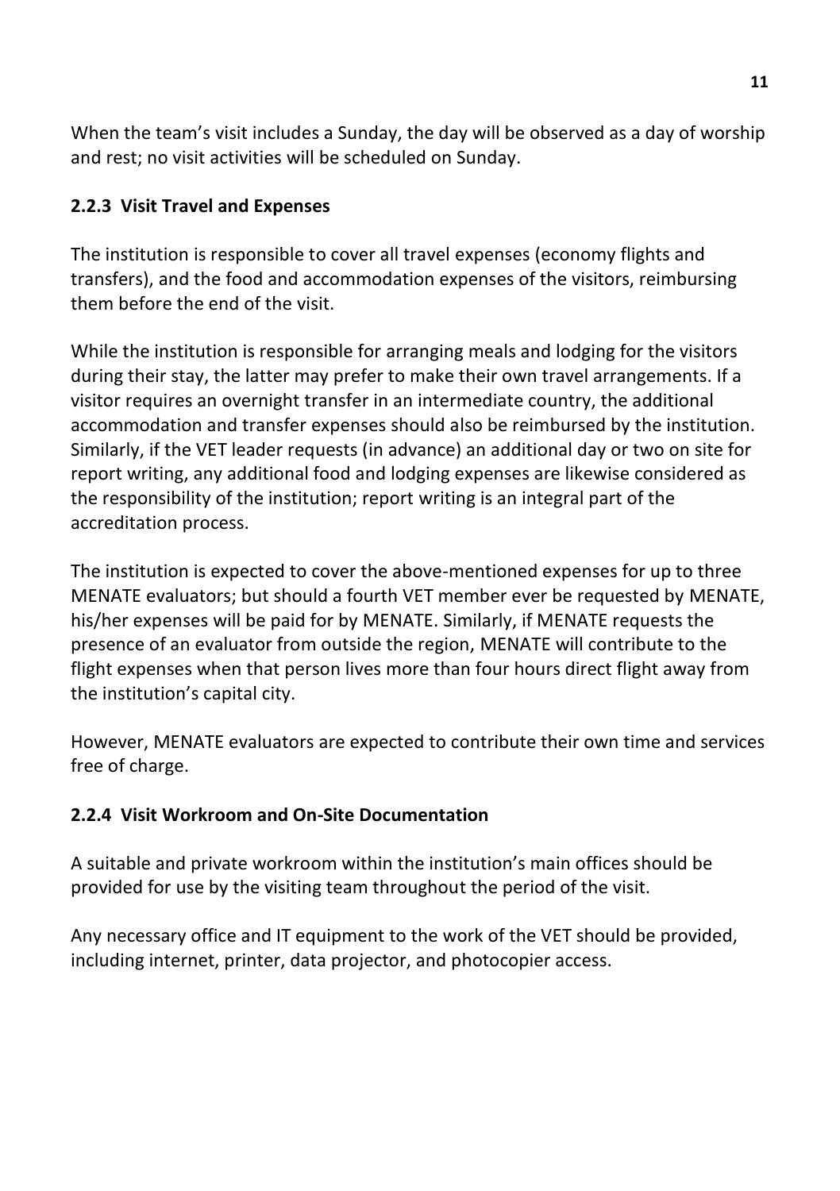When the team's visit includes a Sunday, the day will be observed as a day of worship and rest; no visit activities will be scheduled on Sunday.

### 2.2.3 Visit Travel and Expenses

The institution is responsible to cover all travel expenses (economy flights and transfers), and the food and accommodation expenses of the visitors, reimbursing them before the end of the visit.

While the institution is responsible for arranging meals and lodging for the visitors during their stay, the latter may prefer to make their own travel arrangements. If a visitor requires an overnight transfer in an intermediate country, the additional accommodation and transfer expenses should also be reimbursed by the institution. Similarly, if the VET leader requests (in advance) an additional day or two on site for report writing, any additional food and lodging expenses are likewise considered as the responsibility of the institution; report writing is an integral part of the accreditation process.

The institution is expected to cover the above-mentioned expenses for up to three MENATE evaluators; but should a fourth VET member ever be requested by MENATE, his/her expenses will be paid for by MENATE. Similarly, if MENATE requests the presence of an evaluator from outside the region, MENATE will contribute to the flight expenses when that person lives more than four hours direct flight away from the institution's capital city.

However, MENATE evaluators are expected to contribute their own time and services free of charge.

### 2.2.4 Visit Workroom and On-Site Documentation

A suitable and private workroom within the institution's main offices should be provided for use by the visiting team throughout the period of the visit.

Any necessary office and IT equipment to the work of the VET should be provided, including internet, printer, data projector, and photocopier access.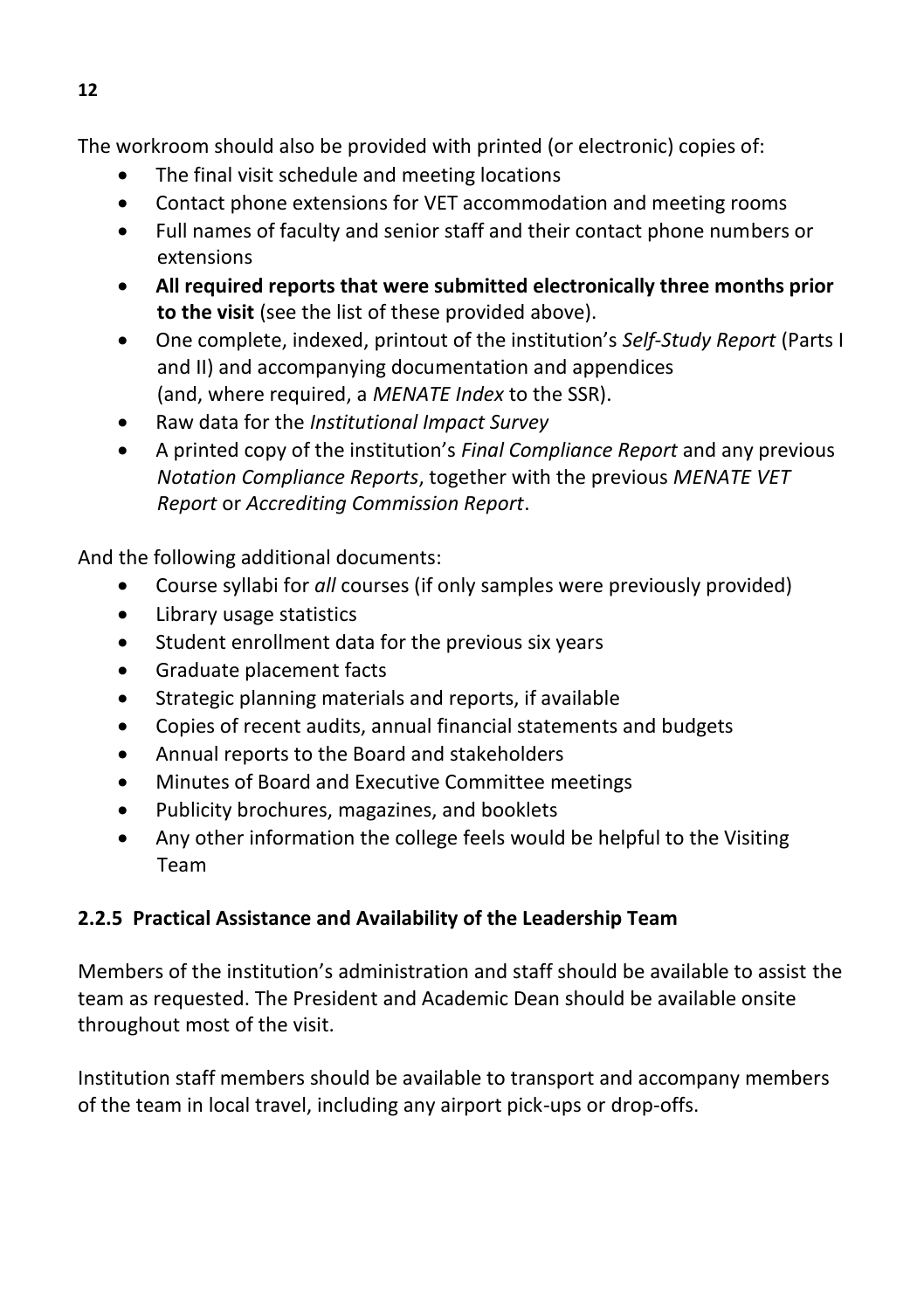The workroom should also be provided with printed (or electronic) copies of:

- The final visit schedule and meeting locations
- Contact phone extensions for VET accommodation and meeting rooms
- Full names of faculty and senior staff and their contact phone numbers or extensions
- **All required reports that were submitted electronically three months prior to the visit** (see the list of these provided above).
- One complete, indexed, printout of the institution's *Self-Study Report* (Parts I and II) and accompanying documentation and appendices (and, where required, a *MENATE Index* to the SSR).
- Raw data for the *Institutional Impact Survey*
- A printed copy of the institution's *Final Compliance Report* and any previous *Notation Compliance Reports*, together with the previous *MENATE VET Report* or *Accrediting Commission Report*.

And the following additional documents:

- Course syllabi for *all* courses (if only samples were previously provided)
- Library usage statistics
- Student enrollment data for the previous six years
- Graduate placement facts
- Strategic planning materials and reports, if available
- Copies of recent audits, annual financial statements and budgets
- Annual reports to the Board and stakeholders
- Minutes of Board and Executive Committee meetings
- Publicity brochures, magazines, and booklets
- Any other information the college feels would be helpful to the Visiting Team

### 2.2.5 Practical Assistance and Availability of the Leadership Team

Members of the institution's administration and staff should be available to assist the team as requested. The President and Academic Dean should be available onsite throughout most of the visit.

Institution staff members should be available to transport and accompany members of the team in local travel, including any airport pick-ups or drop-offs.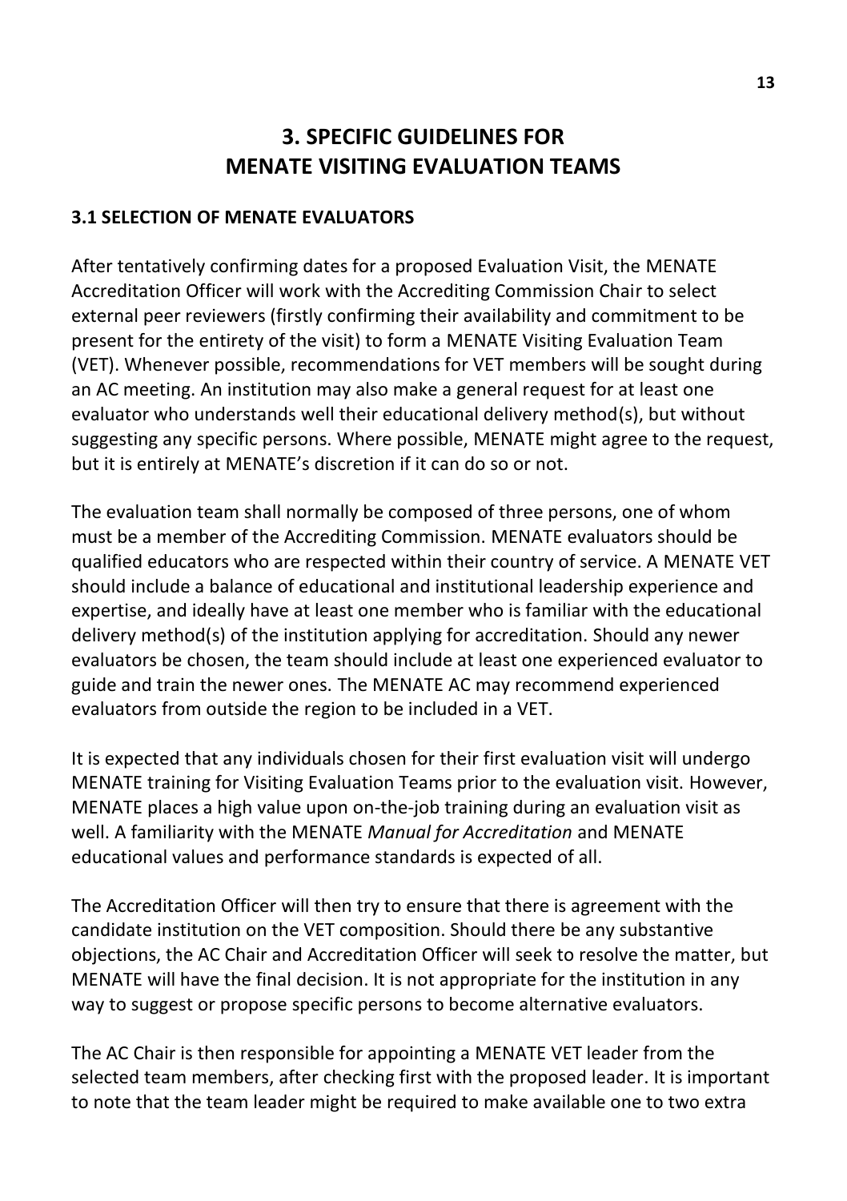# 3. SPECIFIC GUIDELINES FOR MENATE VISITING EVALUATION TEAMS

### 3.1 SELECTION OF MENATE EVALUATORS

After tentatively confirming dates for a proposed Evaluation Visit, the MENATE Accreditation Officer will work with the Accrediting Commission Chair to select external peer reviewers (firstly confirming their availability and commitment to be present for the entirety of the visit) to form a MENATE Visiting Evaluation Team (VET). Whenever possible, recommendations for VET members will be sought during an AC meeting. An institution may also make a general request for at least one evaluator who understands well their educational delivery method(s), but without suggesting any specific persons. Where possible, MENATE might agree to the request, but it is entirely at MENATE's discretion if it can do so or not.

The evaluation team shall normally be composed of three persons, one of whom must be a member of the Accrediting Commission. MENATE evaluators should be qualified educators who are respected within their country of service. A MENATE VET should include a balance of educational and institutional leadership experience and expertise, and ideally have at least one member who is familiar with the educational delivery method(s) of the institution applying for accreditation. Should any newer evaluators be chosen, the team should include at least one experienced evaluator to guide and train the newer ones. The MENATE AC may recommend experienced evaluators from outside the region to be included in a VET.

It is expected that any individuals chosen for their first evaluation visit will undergo MENATE training for Visiting Evaluation Teams prior to the evaluation visit. However, MENATE places a high value upon on-the-job training during an evaluation visit as well. A familiarity with the MENATE *Manual for Accreditation* and MENATE educational values and performance standards is expected of all.

The Accreditation Officer will then try to ensure that there is agreement with the candidate institution on the VET composition. Should there be any substantive objections, the AC Chair and Accreditation Officer will seek to resolve the matter, but MENATE will have the final decision. It is not appropriate for the institution in any way to suggest or propose specific persons to become alternative evaluators.

The AC Chair is then responsible for appointing a MENATE VET leader from the selected team members, after checking first with the proposed leader. It is important to note that the team leader might be required to make available one to two extra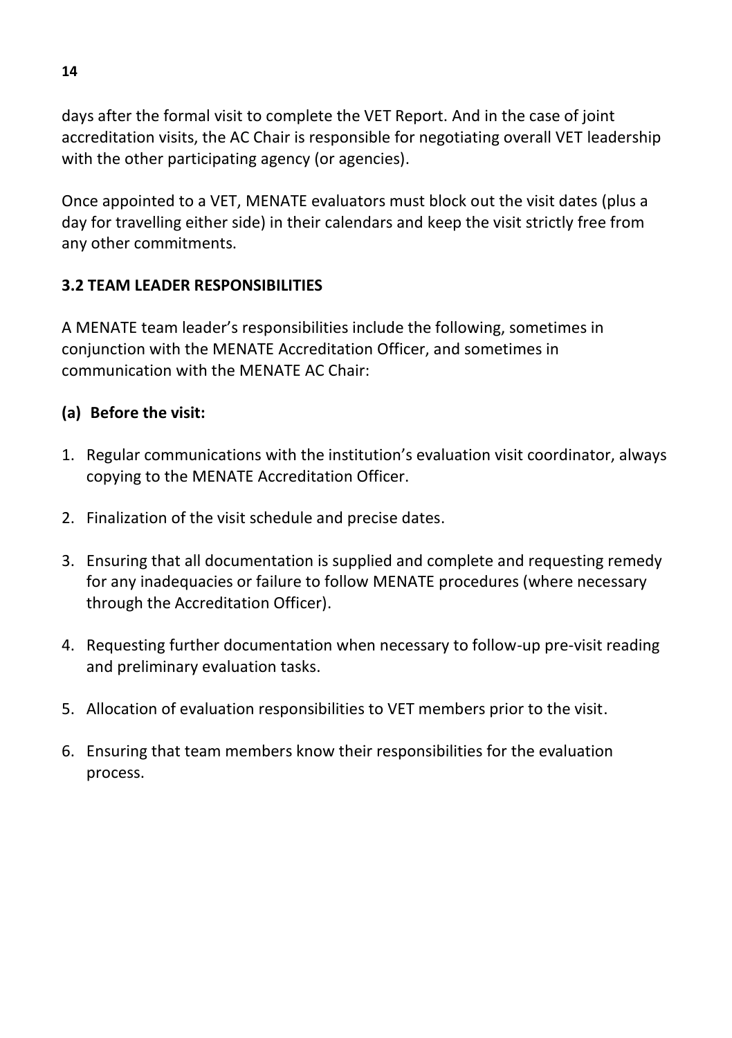days after the formal visit to complete the VET Report. And in the case of joint accreditation visits, the AC Chair is responsible for negotiating overall VET leadership with the other participating agency (or agencies).

Once appointed to a VET, MENATE evaluators must block out the visit dates (plus a day for travelling either side) in their calendars and keep the visit strictly free from any other commitments.

### 3.2 TEAM LEADER RESPONSIBILITIES

A MENATE team leader's responsibilities include the following, sometimes in conjunction with the MENATE Accreditation Officer, and sometimes in communication with the MENATE AC Chair:

**(a) Before the visit:**

1. Regular communications with the institution's evaluation visit coordinator, always copying to the MENATE Accreditation Officer.
2. Finalization of the visit schedule and precise dates.
3. Ensuring that all documentation is supplied and complete and requesting remedy for any inadequacies or failure to follow MENATE procedures (where necessary through the Accreditation Officer).
4. Requesting further documentation when necessary to follow-up pre-visit reading and preliminary evaluation tasks.
5. Allocation of evaluation responsibilities to VET members prior to the visit.
6. Ensuring that team members know their responsibilities for the evaluation process.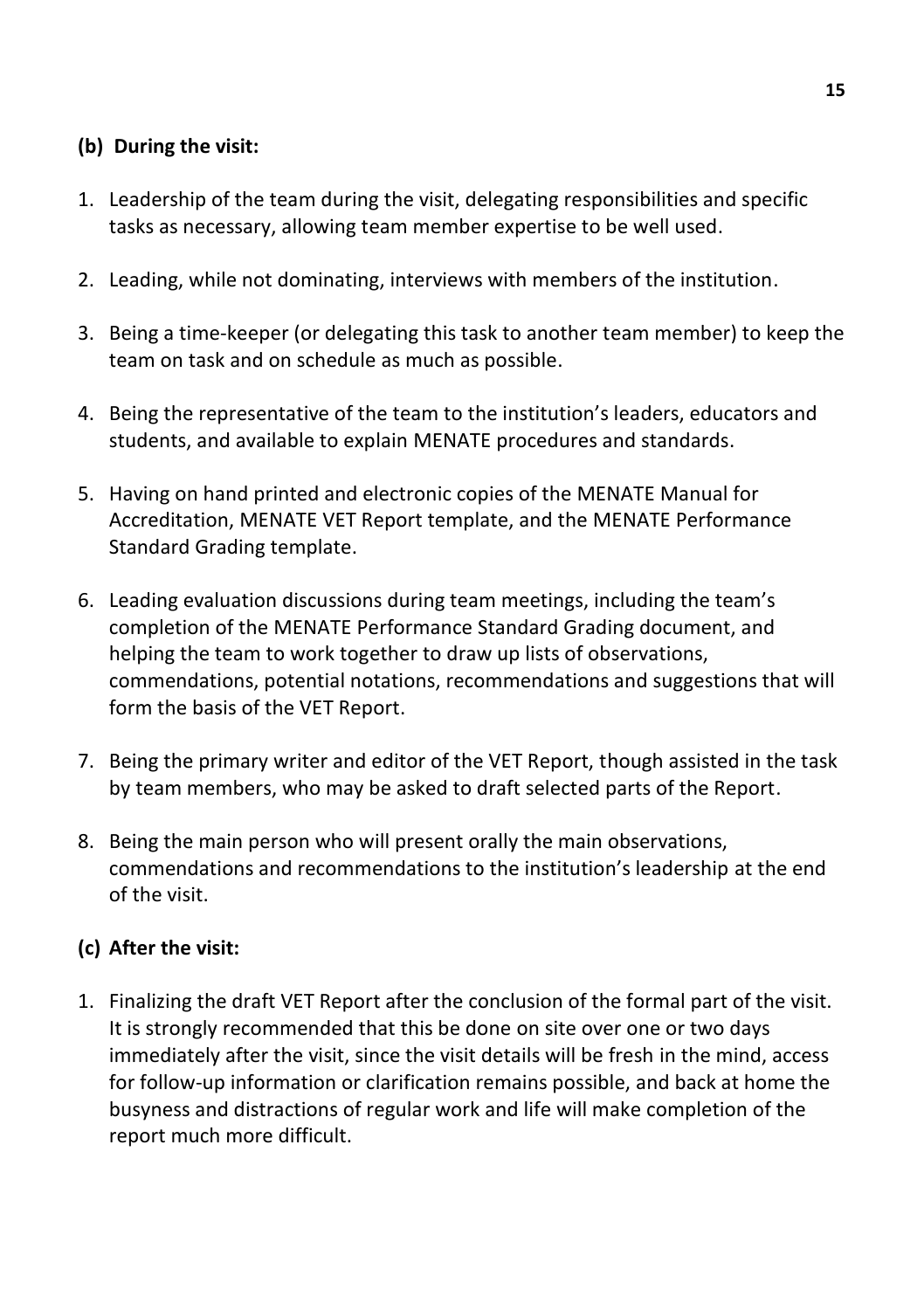**(b) During the visit:**

1. Leadership of the team during the visit, delegating responsibilities and specific tasks as necessary, allowing team member expertise to be well used.

2. Leading, while not dominating, interviews with members of the institution.

3. Being a time-keeper (or delegating this task to another team member) to keep the team on task and on schedule as much as possible.

4. Being the representative of the team to the institution's leaders, educators and students, and available to explain MENATE procedures and standards.

5. Having on hand printed and electronic copies of the MENATE Manual for Accreditation, MENATE VET Report template, and the MENATE Performance Standard Grading template.

6. Leading evaluation discussions during team meetings, including the team's completion of the MENATE Performance Standard Grading document, and helping the team to work together to draw up lists of observations, commendations, potential notations, recommendations and suggestions that will form the basis of the VET Report.

7. Being the primary writer and editor of the VET Report, though assisted in the task by team members, who may be asked to draft selected parts of the Report.

8. Being the main person who will present orally the main observations, commendations and recommendations to the institution's leadership at the end of the visit.

**(c) After the visit:**

1. Finalizing the draft VET Report after the conclusion of the formal part of the visit. It is strongly recommended that this be done on site over one or two days immediately after the visit, since the visit details will be fresh in the mind, access for follow-up information or clarification remains possible, and back at home the busyness and distractions of regular work and life will make completion of the report much more difficult.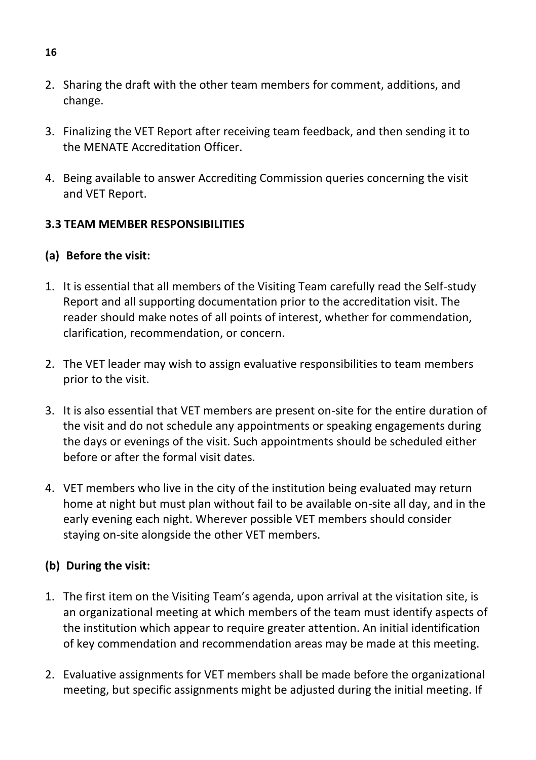2. Sharing the draft with the other team members for comment, additions, and change.

3. Finalizing the VET Report after receiving team feedback, and then sending it to the MENATE Accreditation Officer.

4. Being available to answer Accrediting Commission queries concerning the visit and VET Report.

### 3.3 TEAM MEMBER RESPONSIBILITIES

#### (a) Before the visit:

1. It is essential that all members of the Visiting Team carefully read the Self-study Report and all supporting documentation prior to the accreditation visit. The reader should make notes of all points of interest, whether for commendation, clarification, recommendation, or concern.

2. The VET leader may wish to assign evaluative responsibilities to team members prior to the visit.

3. It is also essential that VET members are present on-site for the entire duration of the visit and do not schedule any appointments or speaking engagements during the days or evenings of the visit. Such appointments should be scheduled either before or after the formal visit dates.

4. VET members who live in the city of the institution being evaluated may return home at night but must plan without fail to be available on-site all day, and in the early evening each night. Wherever possible VET members should consider staying on-site alongside the other VET members.

#### (b) During the visit:

1. The first item on the Visiting Team's agenda, upon arrival at the visitation site, is an organizational meeting at which members of the team must identify aspects of the institution which appear to require greater attention. An initial identification of key commendation and recommendation areas may be made at this meeting.

2. Evaluative assignments for VET members shall be made before the organizational meeting, but specific assignments might be adjusted during the initial meeting. If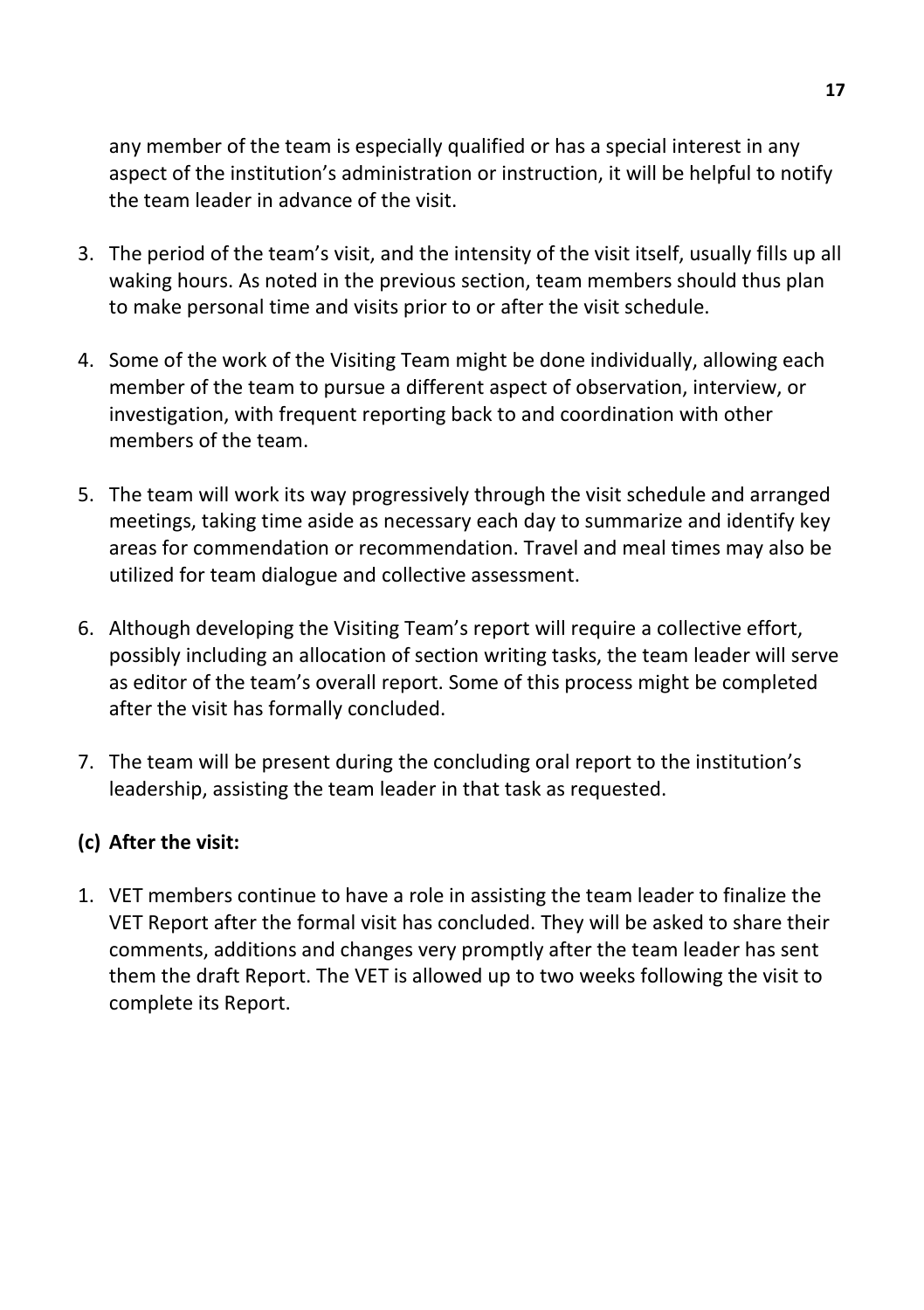any member of the team is especially qualified or has a special interest in any aspect of the institution's administration or instruction, it will be helpful to notify the team leader in advance of the visit.

3. The period of the team's visit, and the intensity of the visit itself, usually fills up all waking hours. As noted in the previous section, team members should thus plan to make personal time and visits prior to or after the visit schedule.

4. Some of the work of the Visiting Team might be done individually, allowing each member of the team to pursue a different aspect of observation, interview, or investigation, with frequent reporting back to and coordination with other members of the team.

5. The team will work its way progressively through the visit schedule and arranged meetings, taking time aside as necessary each day to summarize and identify key areas for commendation or recommendation. Travel and meal times may also be utilized for team dialogue and collective assessment.

6. Although developing the Visiting Team's report will require a collective effort, possibly including an allocation of section writing tasks, the team leader will serve as editor of the team's overall report. Some of this process might be completed after the visit has formally concluded.

7. The team will be present during the concluding oral report to the institution's leadership, assisting the team leader in that task as requested.

**(c) After the visit:**

1. VET members continue to have a role in assisting the team leader to finalize the VET Report after the formal visit has concluded. They will be asked to share their comments, additions and changes very promptly after the team leader has sent them the draft Report. The VET is allowed up to two weeks following the visit to complete its Report.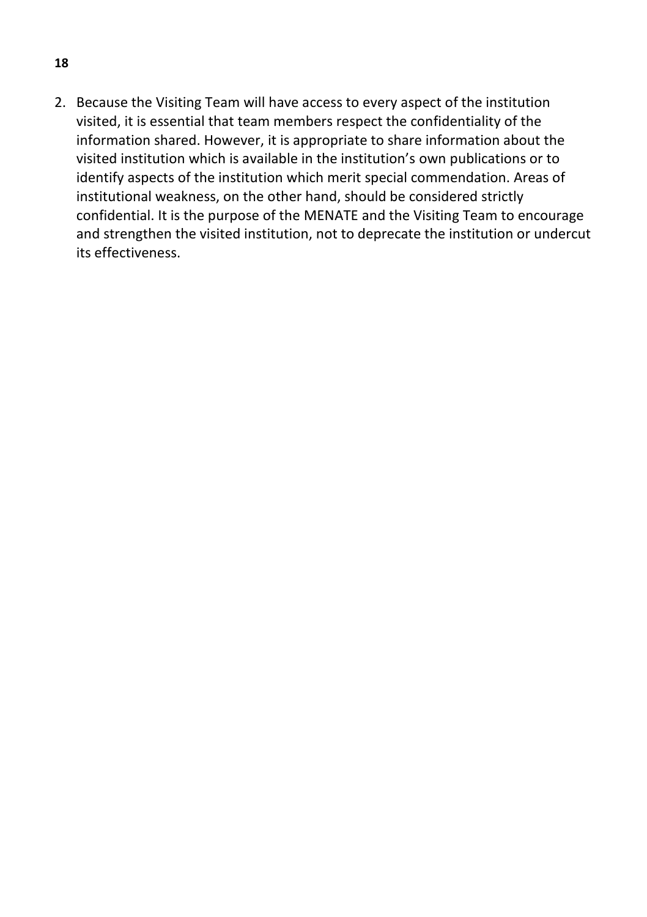2. Because the Visiting Team will have access to every aspect of the institution visited, it is essential that team members respect the confidentiality of the information shared. However, it is appropriate to share information about the visited institution which is available in the institution's own publications or to identify aspects of the institution which merit special commendation. Areas of institutional weakness, on the other hand, should be considered strictly confidential. It is the purpose of the MENATE and the Visiting Team to encourage and strengthen the visited institution, not to deprecate the institution or undercut its effectiveness.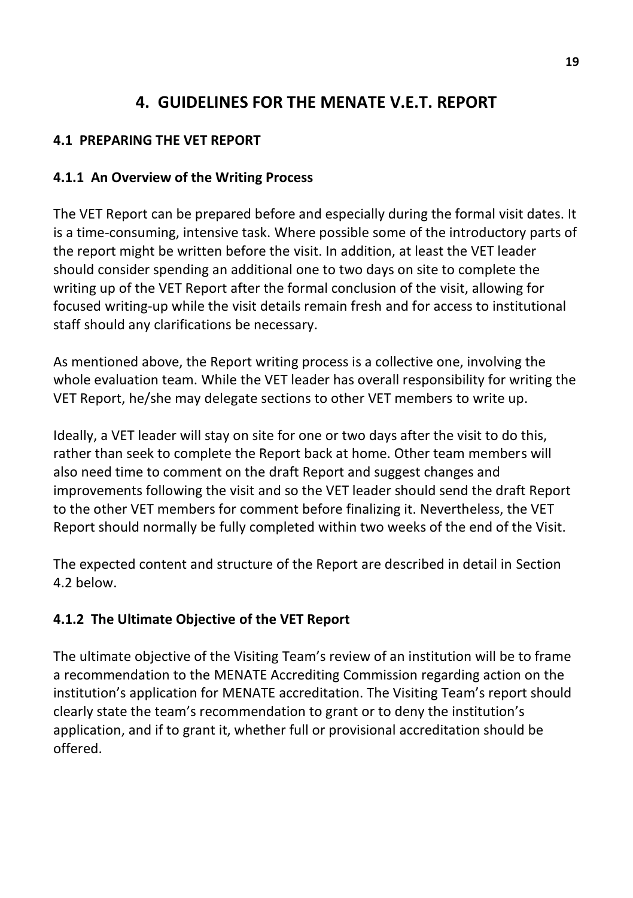# 4. GUIDELINES FOR THE MENATE V.E.T. REPORT

## 4.1 PREPARING THE VET REPORT

### 4.1.1 An Overview of the Writing Process

The VET Report can be prepared before and especially during the formal visit dates. It is a time-consuming, intensive task. Where possible some of the introductory parts of the report might be written before the visit. In addition, at least the VET leader should consider spending an additional one to two days on site to complete the writing up of the VET Report after the formal conclusion of the visit, allowing for focused writing-up while the visit details remain fresh and for access to institutional staff should any clarifications be necessary.

As mentioned above, the Report writing process is a collective one, involving the whole evaluation team. While the VET leader has overall responsibility for writing the VET Report, he/she may delegate sections to other VET members to write up.

Ideally, a VET leader will stay on site for one or two days after the visit to do this, rather than seek to complete the Report back at home. Other team members will also need time to comment on the draft Report and suggest changes and improvements following the visit and so the VET leader should send the draft Report to the other VET members for comment before finalizing it. Nevertheless, the VET Report should normally be fully completed within two weeks of the end of the Visit.

The expected content and structure of the Report are described in detail in Section 4.2 below.

### 4.1.2 The Ultimate Objective of the VET Report

The ultimate objective of the Visiting Team's review of an institution will be to frame a recommendation to the MENATE Accrediting Commission regarding action on the institution's application for MENATE accreditation. The Visiting Team's report should clearly state the team's recommendation to grant or to deny the institution's application, and if to grant it, whether full or provisional accreditation should be offered.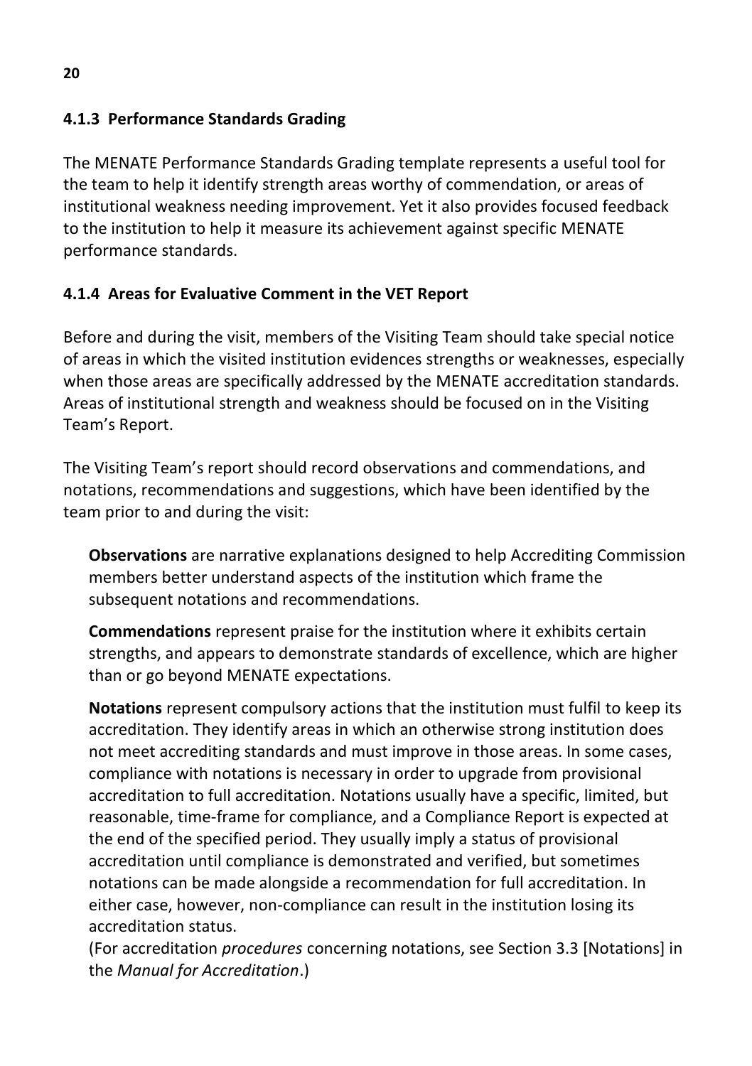### 4.1.3 Performance Standards Grading

The MENATE Performance Standards Grading template represents a useful tool for the team to help it identify strength areas worthy of commendation, or areas of institutional weakness needing improvement. Yet it also provides focused feedback to the institution to help it measure its achievement against specific MENATE performance standards.

### 4.1.4 Areas for Evaluative Comment in the VET Report

Before and during the visit, members of the Visiting Team should take special notice of areas in which the visited institution evidences strengths or weaknesses, especially when those areas are specifically addressed by the MENATE accreditation standards. Areas of institutional strength and weakness should be focused on in the Visiting Team's Report.

The Visiting Team's report should record observations and commendations, and notations, recommendations and suggestions, which have been identified by the team prior to and during the visit:

**Observations** are narrative explanations designed to help Accrediting Commission members better understand aspects of the institution which frame the subsequent notations and recommendations.

**Commendations** represent praise for the institution where it exhibits certain strengths, and appears to demonstrate standards of excellence, which are higher than or go beyond MENATE expectations.

**Notations** represent compulsory actions that the institution must fulfil to keep its accreditation. They identify areas in which an otherwise strong institution does not meet accrediting standards and must improve in those areas. In some cases, compliance with notations is necessary in order to upgrade from provisional accreditation to full accreditation. Notations usually have a specific, limited, but reasonable, time-frame for compliance, and a Compliance Report is expected at the end of the specified period. They usually imply a status of provisional accreditation until compliance is demonstrated and verified, but sometimes notations can be made alongside a recommendation for full accreditation. In either case, however, non-compliance can result in the institution losing its accreditation status.
(For accreditation *procedures* concerning notations, see Section 3.3 [Notations] in the *Manual for Accreditation*.)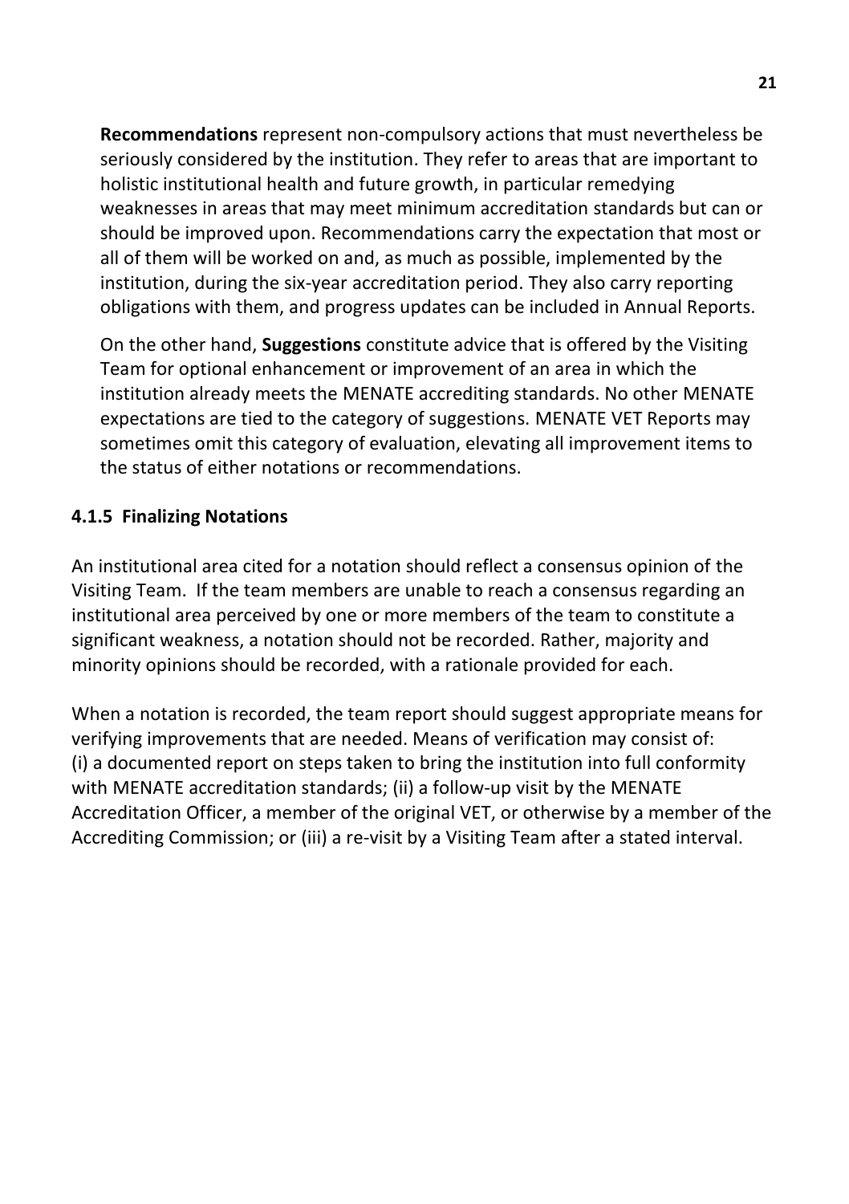**Recommendations** represent non-compulsory actions that must nevertheless be seriously considered by the institution. They refer to areas that are important to holistic institutional health and future growth, in particular remedying weaknesses in areas that may meet minimum accreditation standards but can or should be improved upon. Recommendations carry the expectation that most or all of them will be worked on and, as much as possible, implemented by the institution, during the six-year accreditation period. They also carry reporting obligations with them, and progress updates can be included in Annual Reports.

On the other hand, **Suggestions** constitute advice that is offered by the Visiting Team for optional enhancement or improvement of an area in which the institution already meets the MENATE accrediting standards. No other MENATE expectations are tied to the category of suggestions. MENATE VET Reports may sometimes omit this category of evaluation, elevating all improvement items to the status of either notations or recommendations.

### 4.1.5 Finalizing Notations

An institutional area cited for a notation should reflect a consensus opinion of the Visiting Team. If the team members are unable to reach a consensus regarding an institutional area perceived by one or more members of the team to constitute a significant weakness, a notation should not be recorded. Rather, majority and minority opinions should be recorded, with a rationale provided for each.

When a notation is recorded, the team report should suggest appropriate means for verifying improvements that are needed. Means of verification may consist of: (i) a documented report on steps taken to bring the institution into full conformity with MENATE accreditation standards; (ii) a follow-up visit by the MENATE Accreditation Officer, a member of the original VET, or otherwise by a member of the Accrediting Commission; or (iii) a re-visit by a Visiting Team after a stated interval.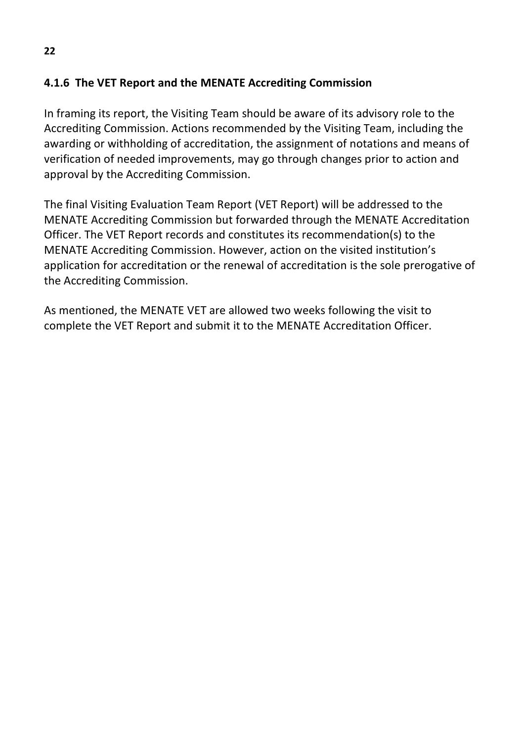### 4.1.6 The VET Report and the MENATE Accrediting Commission

In framing its report, the Visiting Team should be aware of its advisory role to the Accrediting Commission. Actions recommended by the Visiting Team, including the awarding or withholding of accreditation, the assignment of notations and means of verification of needed improvements, may go through changes prior to action and approval by the Accrediting Commission.

The final Visiting Evaluation Team Report (VET Report) will be addressed to the MENATE Accrediting Commission but forwarded through the MENATE Accreditation Officer. The VET Report records and constitutes its recommendation(s) to the MENATE Accrediting Commission. However, action on the visited institution's application for accreditation or the renewal of accreditation is the sole prerogative of the Accrediting Commission.

As mentioned, the MENATE VET are allowed two weeks following the visit to complete the VET Report and submit it to the MENATE Accreditation Officer.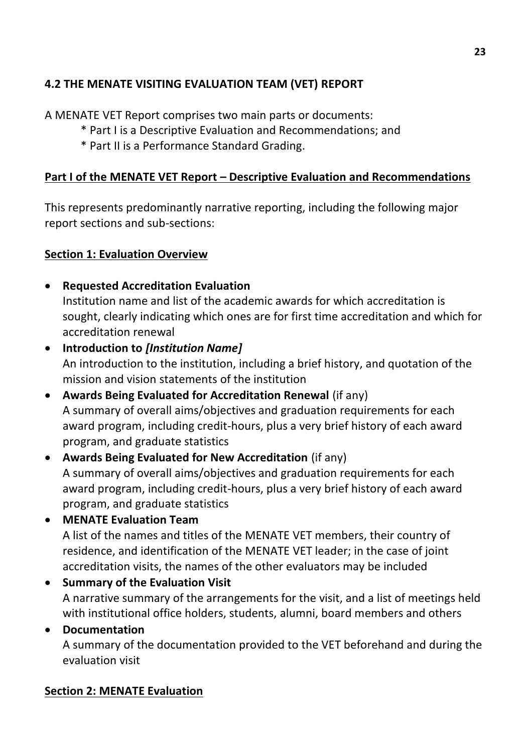## 4.2 THE MENATE VISITING EVALUATION TEAM (VET) REPORT

A MENATE VET Report comprises two main parts or documents:

* Part I is a Descriptive Evaluation and Recommendations; and
* Part II is a Performance Standard Grading.

### <u>Part I of the MENATE VET Report – Descriptive Evaluation and Recommendations</u>

This represents predominantly narrative reporting, including the following major report sections and sub-sections:

#### <u>Section 1: Evaluation Overview</u>

- **Requested Accreditation Evaluation**
  Institution name and list of the academic awards for which accreditation is sought, clearly indicating which ones are for first time accreditation and which for accreditation renewal
- **Introduction to *[Institution Name]***
  An introduction to the institution, including a brief history, and quotation of the mission and vision statements of the institution
- **Awards Being Evaluated for Accreditation Renewal** (if any)
  A summary of overall aims/objectives and graduation requirements for each award program, including credit-hours, plus a very brief history of each award program, and graduate statistics
- **Awards Being Evaluated for New Accreditation** (if any)
  A summary of overall aims/objectives and graduation requirements for each award program, including credit-hours, plus a very brief history of each award program, and graduate statistics
- **MENATE Evaluation Team**
  A list of the names and titles of the MENATE VET members, their country of residence, and identification of the MENATE VET leader; in the case of joint accreditation visits, the names of the other evaluators may be included
- **Summary of the Evaluation Visit**
  A narrative summary of the arrangements for the visit, and a list of meetings held with institutional office holders, students, alumni, board members and others
- **Documentation**
  A summary of the documentation provided to the VET beforehand and during the evaluation visit

#### <u>Section 2: MENATE Evaluation</u>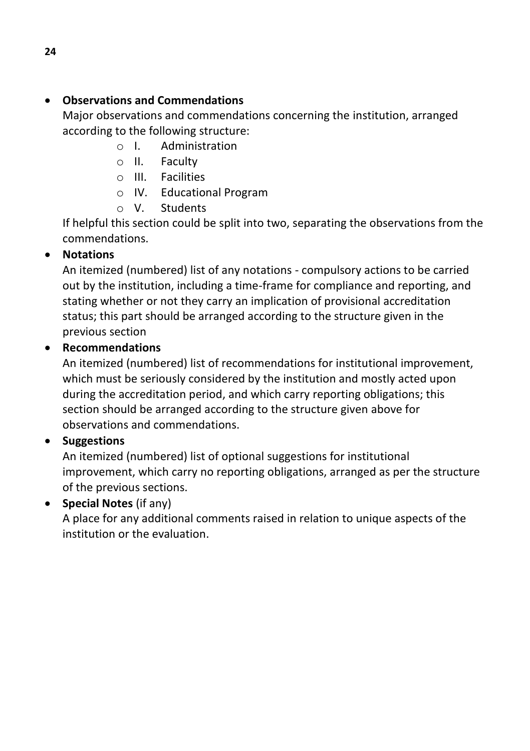- **Observations and Commendations**
  Major observations and commendations concerning the institution, arranged according to the following structure:
    - I. Administration
    - II. Faculty
    - III. Facilities
    - IV. Educational Program
    - V. Students

  If helpful this section could be split into two, separating the observations from the commendations.
- **Notations**
  An itemized (numbered) list of any notations - compulsory actions to be carried out by the institution, including a time-frame for compliance and reporting, and stating whether or not they carry an implication of provisional accreditation status; this part should be arranged according to the structure given in the previous section
- **Recommendations**
  An itemized (numbered) list of recommendations for institutional improvement, which must be seriously considered by the institution and mostly acted upon during the accreditation period, and which carry reporting obligations; this section should be arranged according to the structure given above for observations and commendations.
- **Suggestions**
  An itemized (numbered) list of optional suggestions for institutional improvement, which carry no reporting obligations, arranged as per the structure of the previous sections.
- **Special Notes** (if any)
  A place for any additional comments raised in relation to unique aspects of the institution or the evaluation.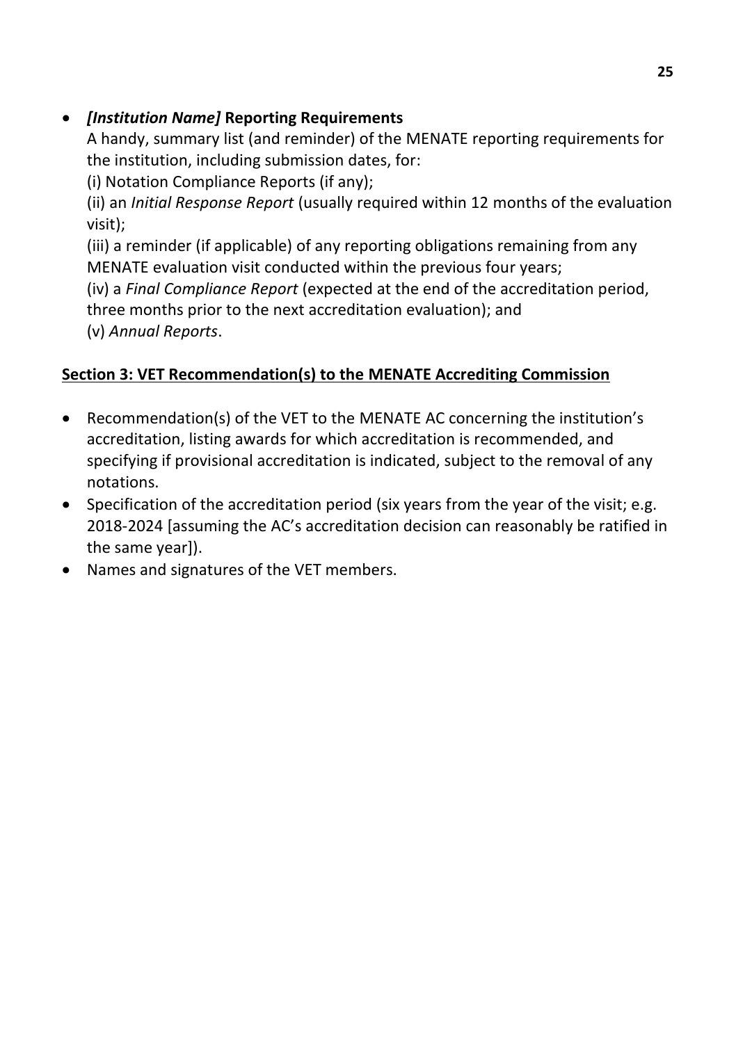- ***[Institution Name]* Reporting Requirements**
  A handy, summary list (and reminder) of the MENATE reporting requirements for the institution, including submission dates, for:
  (i) Notation Compliance Reports (if any);
  (ii) an *Initial Response Report* (usually required within 12 months of the evaluation visit);
  (iii) a reminder (if applicable) of any reporting obligations remaining from any MENATE evaluation visit conducted within the previous four years;
  (iv) a *Final Compliance Report* (expected at the end of the accreditation period, three months prior to the next accreditation evaluation); and
  (v) *Annual Reports*.

**<u>Section 3: VET Recommendation(s) to the MENATE Accrediting Commission</u>**

- Recommendation(s) of the VET to the MENATE AC concerning the institution's accreditation, listing awards for which accreditation is recommended, and specifying if provisional accreditation is indicated, subject to the removal of any notations.
- Specification of the accreditation period (six years from the year of the visit; e.g. 2018-2024 [assuming the AC's accreditation decision can reasonably be ratified in the same year]).
- Names and signatures of the VET members.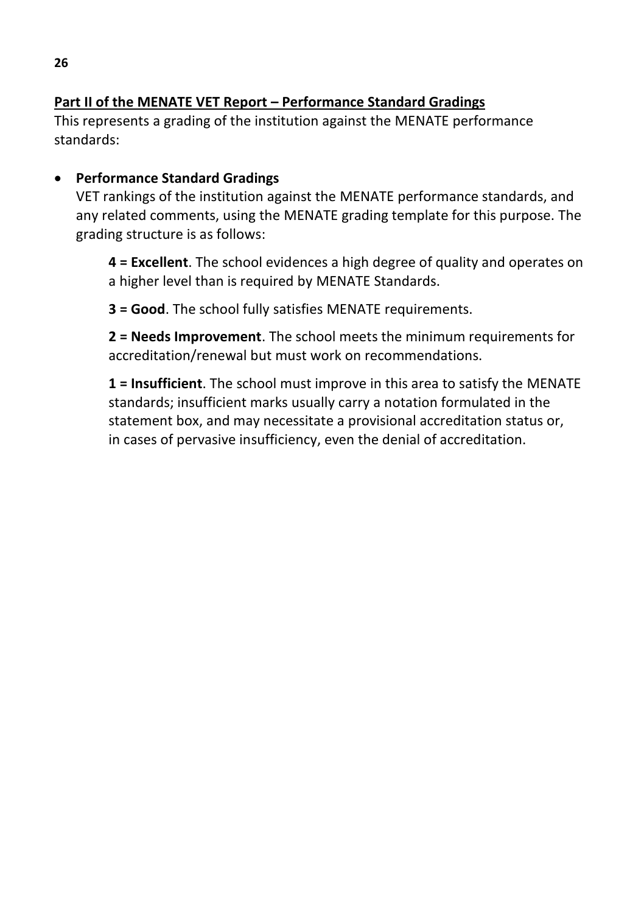## Part II of the MENATE VET Report – Performance Standard Gradings

This represents a grading of the institution against the MENATE performance standards:

- **Performance Standard Gradings**

  VET rankings of the institution against the MENATE performance standards, and any related comments, using the MENATE grading template for this purpose. The grading structure is as follows:

  **4 = Excellent**. The school evidences a high degree of quality and operates on a higher level than is required by MENATE Standards.

  **3 = Good**. The school fully satisfies MENATE requirements.

  **2 = Needs Improvement**. The school meets the minimum requirements for accreditation/renewal but must work on recommendations.

  **1 = Insufficient**. The school must improve in this area to satisfy the MENATE standards; insufficient marks usually carry a notation formulated in the statement box, and may necessitate a provisional accreditation status or, in cases of pervasive insufficiency, even the denial of accreditation.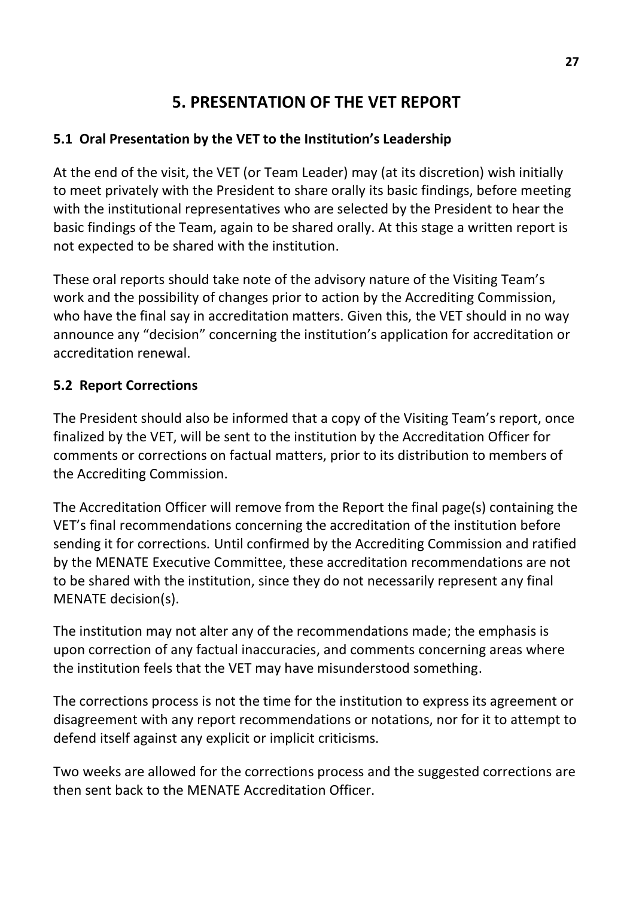# 5. PRESENTATION OF THE VET REPORT

## 5.1 Oral Presentation by the VET to the Institution's Leadership

At the end of the visit, the VET (or Team Leader) may (at its discretion) wish initially to meet privately with the President to share orally its basic findings, before meeting with the institutional representatives who are selected by the President to hear the basic findings of the Team, again to be shared orally. At this stage a written report is not expected to be shared with the institution.

These oral reports should take note of the advisory nature of the Visiting Team's work and the possibility of changes prior to action by the Accrediting Commission, who have the final say in accreditation matters. Given this, the VET should in no way announce any "decision" concerning the institution's application for accreditation or accreditation renewal.

## 5.2 Report Corrections

The President should also be informed that a copy of the Visiting Team's report, once finalized by the VET, will be sent to the institution by the Accreditation Officer for comments or corrections on factual matters, prior to its distribution to members of the Accrediting Commission.

The Accreditation Officer will remove from the Report the final page(s) containing the VET's final recommendations concerning the accreditation of the institution before sending it for corrections. Until confirmed by the Accrediting Commission and ratified by the MENATE Executive Committee, these accreditation recommendations are not to be shared with the institution, since they do not necessarily represent any final MENATE decision(s).

The institution may not alter any of the recommendations made; the emphasis is upon correction of any factual inaccuracies, and comments concerning areas where the institution feels that the VET may have misunderstood something.

The corrections process is not the time for the institution to express its agreement or disagreement with any report recommendations or notations, nor for it to attempt to defend itself against any explicit or implicit criticisms.

Two weeks are allowed for the corrections process and the suggested corrections are then sent back to the MENATE Accreditation Officer.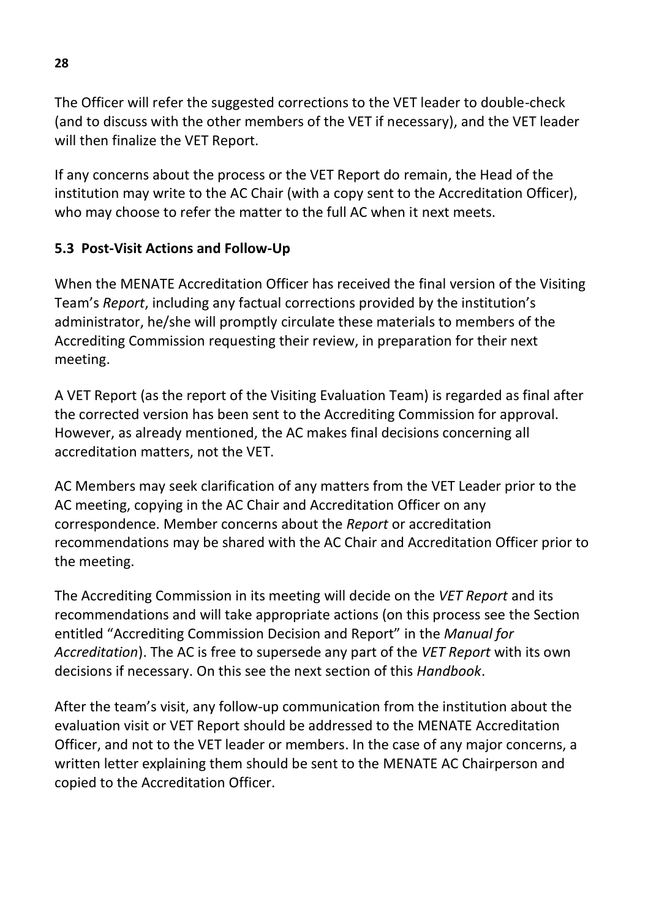The Officer will refer the suggested corrections to the VET leader to double-check (and to discuss with the other members of the VET if necessary), and the VET leader will then finalize the VET Report.

If any concerns about the process or the VET Report do remain, the Head of the institution may write to the AC Chair (with a copy sent to the Accreditation Officer), who may choose to refer the matter to the full AC when it next meets.

### 5.3 Post-Visit Actions and Follow-Up

When the MENATE Accreditation Officer has received the final version of the Visiting Team's *Report*, including any factual corrections provided by the institution's administrator, he/she will promptly circulate these materials to members of the Accrediting Commission requesting their review, in preparation for their next meeting.

A VET Report (as the report of the Visiting Evaluation Team) is regarded as final after the corrected version has been sent to the Accrediting Commission for approval. However, as already mentioned, the AC makes final decisions concerning all accreditation matters, not the VET.

AC Members may seek clarification of any matters from the VET Leader prior to the AC meeting, copying in the AC Chair and Accreditation Officer on any correspondence. Member concerns about the *Report* or accreditation recommendations may be shared with the AC Chair and Accreditation Officer prior to the meeting.

The Accrediting Commission in its meeting will decide on the *VET Report* and its recommendations and will take appropriate actions (on this process see the Section entitled "Accrediting Commission Decision and Report" in the *Manual for Accreditation*). The AC is free to supersede any part of the *VET Report* with its own decisions if necessary. On this see the next section of this *Handbook*.

After the team's visit, any follow-up communication from the institution about the evaluation visit or VET Report should be addressed to the MENATE Accreditation Officer, and not to the VET leader or members. In the case of any major concerns, a written letter explaining them should be sent to the MENATE AC Chairperson and copied to the Accreditation Officer.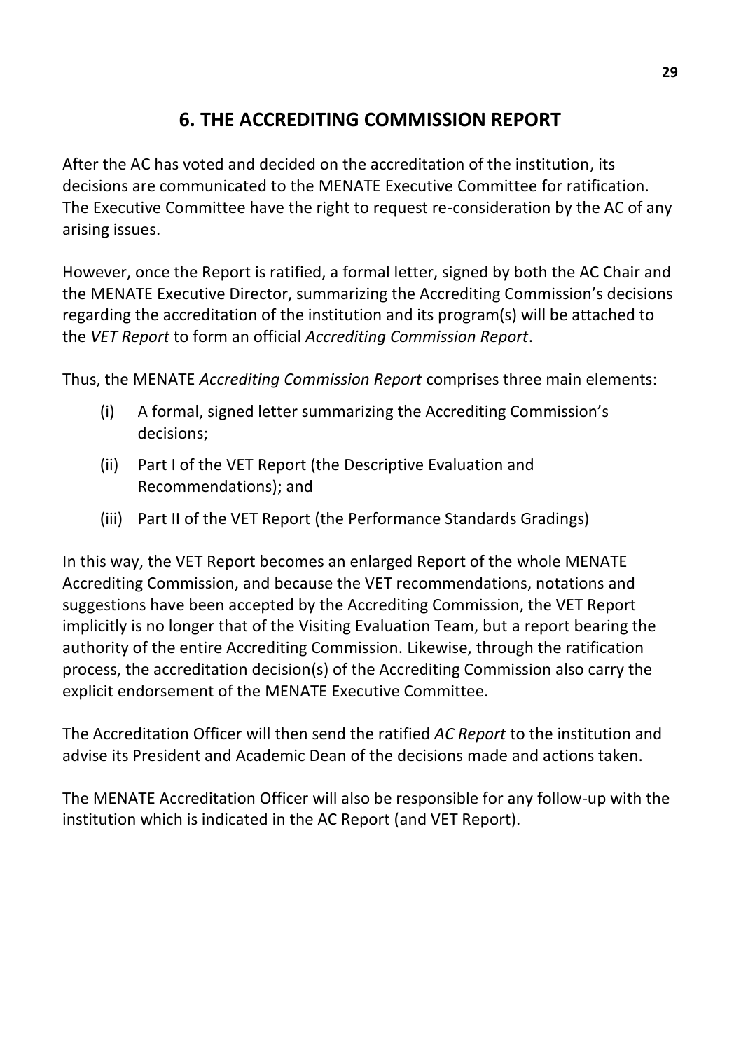## 6. THE ACCREDITING COMMISSION REPORT

After the AC has voted and decided on the accreditation of the institution, its decisions are communicated to the MENATE Executive Committee for ratification. The Executive Committee have the right to request re-consideration by the AC of any arising issues.

However, once the Report is ratified, a formal letter, signed by both the AC Chair and the MENATE Executive Director, summarizing the Accrediting Commission's decisions regarding the accreditation of the institution and its program(s) will be attached to the *VET Report* to form an official *Accrediting Commission Report*.

Thus, the MENATE *Accrediting Commission Report* comprises three main elements:

(i) A formal, signed letter summarizing the Accrediting Commission's decisions;

(ii) Part I of the VET Report (the Descriptive Evaluation and Recommendations); and

(iii) Part II of the VET Report (the Performance Standards Gradings)

In this way, the VET Report becomes an enlarged Report of the whole MENATE Accrediting Commission, and because the VET recommendations, notations and suggestions have been accepted by the Accrediting Commission, the VET Report implicitly is no longer that of the Visiting Evaluation Team, but a report bearing the authority of the entire Accrediting Commission. Likewise, through the ratification process, the accreditation decision(s) of the Accrediting Commission also carry the explicit endorsement of the MENATE Executive Committee.

The Accreditation Officer will then send the ratified *AC Report* to the institution and advise its President and Academic Dean of the decisions made and actions taken.

The MENATE Accreditation Officer will also be responsible for any follow-up with the institution which is indicated in the AC Report (and VET Report).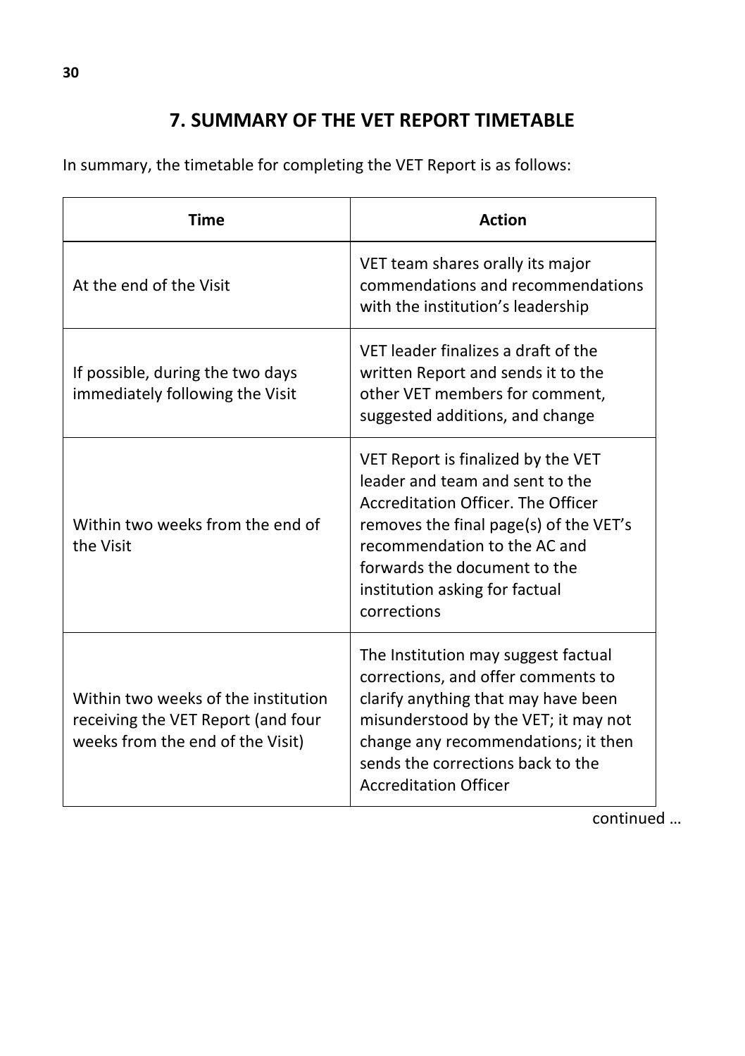## 7. SUMMARY OF THE VET REPORT TIMETABLE

In summary, the timetable for completing the VET Report is as follows:

| Time | Action |
|---|---|
| At the end of the Visit | VET team shares orally its major commendations and recommendations with the institution's leadership |
| If possible, during the two days immediately following the Visit | VET leader finalizes a draft of the written Report and sends it to the other VET members for comment, suggested additions, and change |
| Within two weeks from the end of the Visit | VET Report is finalized by the VET leader and team and sent to the Accreditation Officer. The Officer removes the final page(s) of the VET's recommendation to the AC and forwards the document to the institution asking for factual corrections |
| Within two weeks of the institution receiving the VET Report (and four weeks from the end of the Visit) | The Institution may suggest factual corrections, and offer comments to clarify anything that may have been misunderstood by the VET; it may not change any recommendations; it then sends the corrections back to the Accreditation Officer |

continued …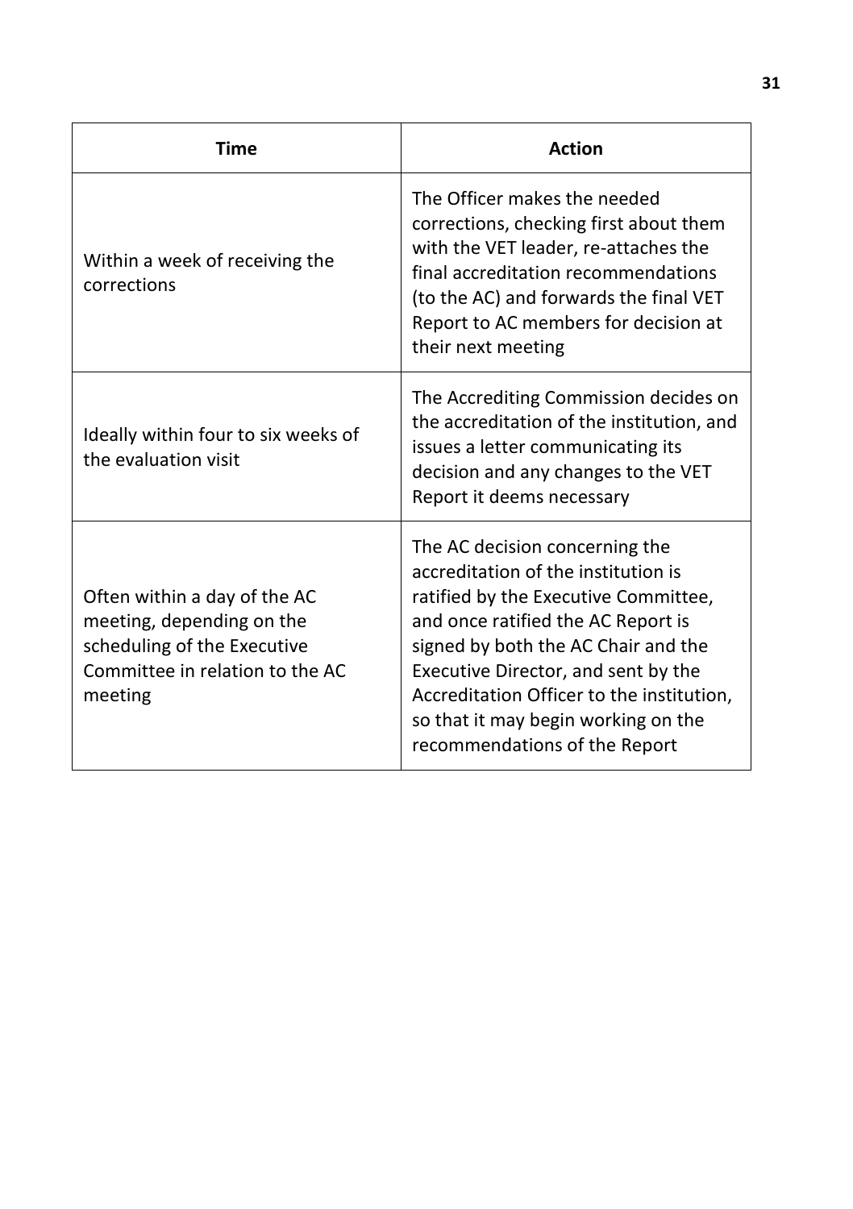| Time | Action |
|---|---|
| Within a week of receiving the corrections | The Officer makes the needed corrections, checking first about them with the VET leader, re-attaches the final accreditation recommendations (to the AC) and forwards the final VET Report to AC members for decision at their next meeting |
| Ideally within four to six weeks of the evaluation visit | The Accrediting Commission decides on the accreditation of the institution, and issues a letter communicating its decision and any changes to the VET Report it deems necessary |
| Often within a day of the AC meeting, depending on the scheduling of the Executive Committee in relation to the AC meeting | The AC decision concerning the accreditation of the institution is ratified by the Executive Committee, and once ratified the AC Report is signed by both the AC Chair and the Executive Director, and sent by the Accreditation Officer to the institution, so that it may begin working on the recommendations of the Report |